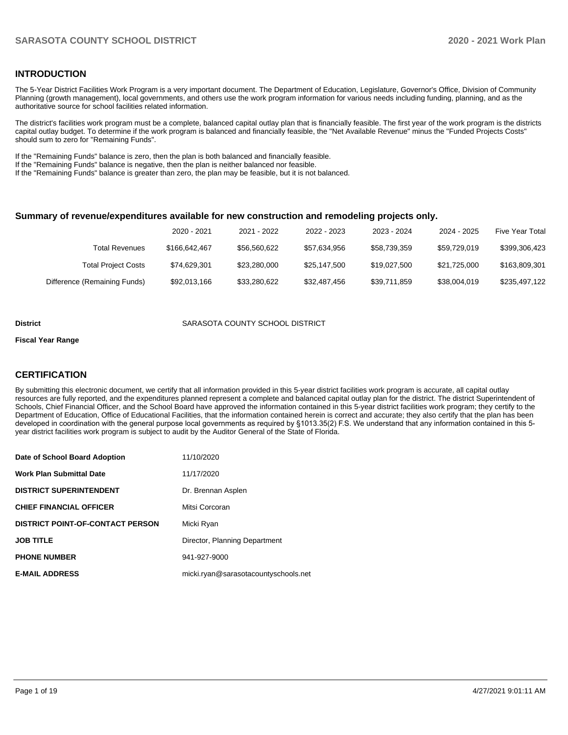## INTRODUCTION

The 5-Year District Facilities Work Program is a very important document. The Department of Education, Legislature, Governor's Office, Division of Community Planning (growth management), local governments, and others use the work program information for various needs including funding, planning, and as the authoritative source for school facilities related information.

The district's facilities work program must be a complete, balanced capital outlay plan that is financially feasible. The first year of the work program is the districts capital outlay budget. To determine if the work program is balanced and financially feasible, the "Net Available Revenue" minus the "Funded Projects Costs" should sum to zero for "Remaining Funds".

If the "Remaining Funds" balance is zero, then the plan is both balanced and financially feasible.
If the "Remaining Funds" balance is negative, then the plan is neither balanced nor feasible.
If the "Remaining Funds" balance is greater than zero, the plan may be feasible, but it is not balanced.

### Summary of revenue/expenditures available for new construction and remodeling projects only.

| | 2020 - 2021 | 2021 - 2022 | 2022 - 2023 | 2023 - 2024 | 2024 - 2025 | Five Year Total |
|---|---|---|---|---|---|---|
| Total Revenues | $166,642,467 | $56,560,622 | $57,634,956 | $58,739,359 | $59,729,019 | $399,306,423 |
| Total Project Costs | $74,629,301 | $23,280,000 | $25,147,500 | $19,027,500 | $21,725,000 | $163,809,301 |
| Difference (Remaining Funds) | $92,013,166 | $33,280,622 | $32,487,456 | $39,711,859 | $38,004,019 | $235,497,122 |

**District** SARASOTA COUNTY SCHOOL DISTRICT

**Fiscal Year Range**

## CERTIFICATION

By submitting this electronic document, we certify that all information provided in this 5-year district facilities work program is accurate, all capital outlay resources are fully reported, and the expenditures planned represent a complete and balanced capital outlay plan for the district. The district Superintendent of Schools, Chief Financial Officer, and the School Board have approved the information contained in this 5-year district facilities work program; they certify to the Department of Education, Office of Educational Facilities, that the information contained herein is correct and accurate; they also certify that the plan has been developed in coordination with the general purpose local governments as required by §1013.35(2) F.S. We understand that any information contained in this 5-year district facilities work program is subject to audit by the Auditor General of the State of Florida.

| | |
|---|---|
| **Date of School Board Adoption** | 11/10/2020 |
| **Work Plan Submittal Date** | 11/17/2020 |
| **DISTRICT SUPERINTENDENT** | Dr. Brennan Asplen |
| **CHIEF FINANCIAL OFFICER** | Mitsi Corcoran |
| **DISTRICT POINT-OF-CONTACT PERSON** | Micki Ryan |
| **JOB TITLE** | Director, Planning Department |
| **PHONE NUMBER** | 941-927-9000 |
| **E-MAIL ADDRESS** | micki.ryan@sarasotacountyschools.net |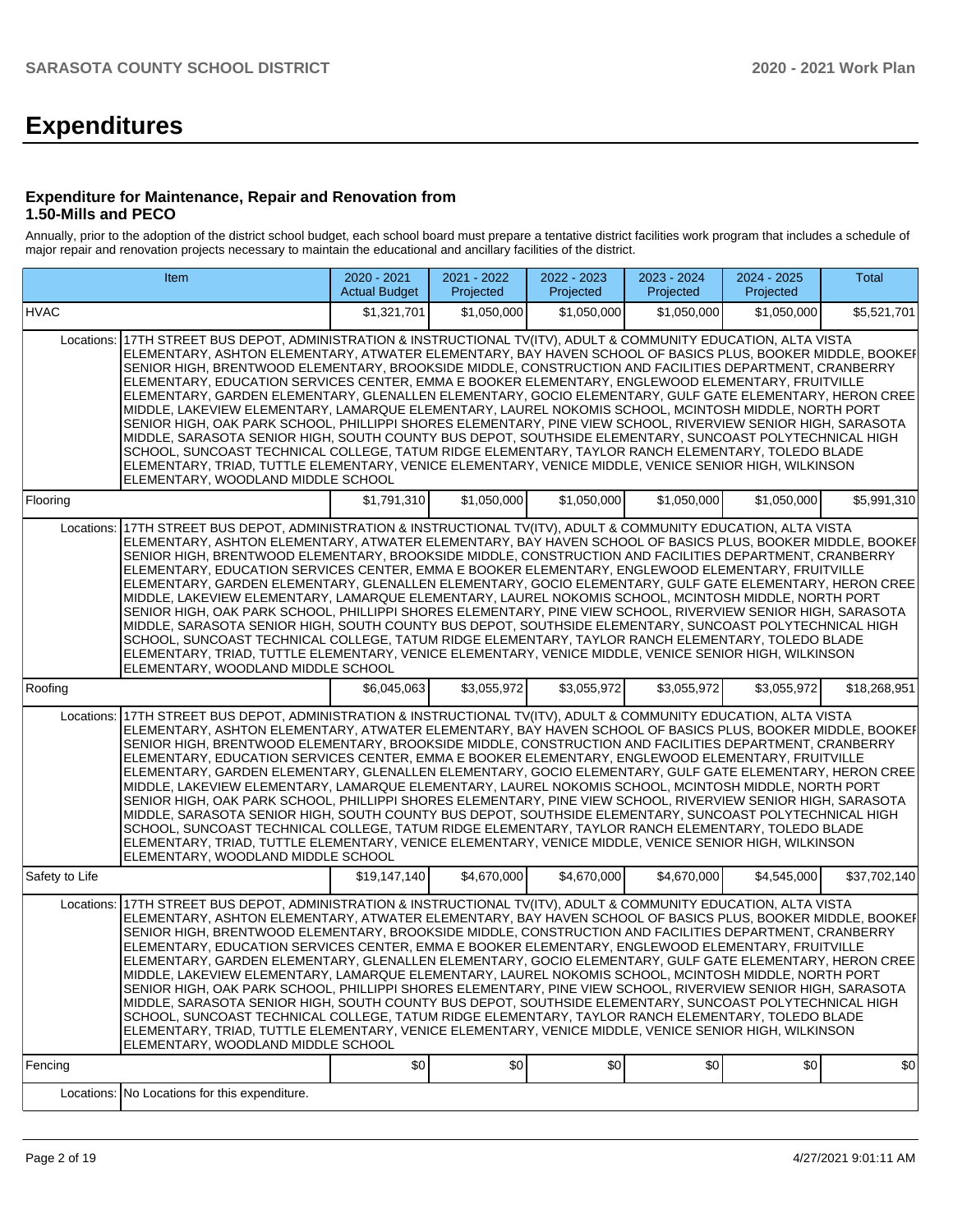# Expenditures

### Expenditure for Maintenance, Repair and Renovation from 1.50-Mills and PECO

Annually, prior to the adoption of the district school budget, each school board must prepare a tentative district facilities work program that includes a schedule of major repair and renovation projects necessary to maintain the educational and ancillary facilities of the district.

| Item | | 2020 - 2021 Actual Budget | 2021 - 2022 Projected | 2022 - 2023 Projected | 2023 - 2024 Projected | 2024 - 2025 Projected | Total |
|---|---|---|---|---|---|---|---|
| HVAC | | $1,321,701 | $1,050,000 | $1,050,000 | $1,050,000 | $1,050,000 | $5,521,701 |
| Locations: | 17TH STREET BUS DEPOT, ADMINISTRATION & INSTRUCTIONAL TV(ITV), ADULT & COMMUNITY EDUCATION, ALTA VISTA ELEMENTARY, ASHTON ELEMENTARY, ATWATER ELEMENTARY, BAY HAVEN SCHOOL OF BASICS PLUS, BOOKER MIDDLE, BOOKER SENIOR HIGH, BRENTWOOD ELEMENTARY, BROOKSIDE MIDDLE, CONSTRUCTION AND FACILITIES DEPARTMENT, CRANBERRY ELEMENTARY, EDUCATION SERVICES CENTER, EMMA E BOOKER ELEMENTARY, ENGLEWOOD ELEMENTARY, FRUITVILLE ELEMENTARY, GARDEN ELEMENTARY, GLENALLEN ELEMENTARY, GOCIO ELEMENTARY, GULF GATE ELEMENTARY, HERON CREEK MIDDLE, LAKEVIEW ELEMENTARY, LAMARQUE ELEMENTARY, LAUREL NOKOMIS SCHOOL, MCINTOSH MIDDLE, NORTH PORT SENIOR HIGH, OAK PARK SCHOOL, PHILLIPPI SHORES ELEMENTARY, PINE VIEW SCHOOL, RIVERVIEW SENIOR HIGH, SARASOTA MIDDLE, SARASOTA SENIOR HIGH, SOUTH COUNTY BUS DEPOT, SOUTHSIDE ELEMENTARY, SUNCOAST POLYTECHNICAL HIGH SCHOOL, SUNCOAST TECHNICAL COLLEGE, TATUM RIDGE ELEMENTARY, TAYLOR RANCH ELEMENTARY, TOLEDO BLADE ELEMENTARY, TRIAD, TUTTLE ELEMENTARY, VENICE ELEMENTARY, VENICE MIDDLE, VENICE SENIOR HIGH, WILKINSON ELEMENTARY, WOODLAND MIDDLE SCHOOL | | | | | | |
| Flooring | | $1,791,310 | $1,050,000 | $1,050,000 | $1,050,000 | $1,050,000 | $5,991,310 |
| Locations: | 17TH STREET BUS DEPOT, ADMINISTRATION & INSTRUCTIONAL TV(ITV), ADULT & COMMUNITY EDUCATION, ALTA VISTA ELEMENTARY, ASHTON ELEMENTARY, ATWATER ELEMENTARY, BAY HAVEN SCHOOL OF BASICS PLUS, BOOKER MIDDLE, BOOKER SENIOR HIGH, BRENTWOOD ELEMENTARY, BROOKSIDE MIDDLE, CONSTRUCTION AND FACILITIES DEPARTMENT, CRANBERRY ELEMENTARY, EDUCATION SERVICES CENTER, EMMA E BOOKER ELEMENTARY, ENGLEWOOD ELEMENTARY, FRUITVILLE ELEMENTARY, GARDEN ELEMENTARY, GLENALLEN ELEMENTARY, GOCIO ELEMENTARY, GULF GATE ELEMENTARY, HERON CREEK MIDDLE, LAKEVIEW ELEMENTARY, LAMARQUE ELEMENTARY, LAUREL NOKOMIS SCHOOL, MCINTOSH MIDDLE, NORTH PORT SENIOR HIGH, OAK PARK SCHOOL, PHILLIPPI SHORES ELEMENTARY, PINE VIEW SCHOOL, RIVERVIEW SENIOR HIGH, SARASOTA MIDDLE, SARASOTA SENIOR HIGH, SOUTH COUNTY BUS DEPOT, SOUTHSIDE ELEMENTARY, SUNCOAST POLYTECHNICAL HIGH SCHOOL, SUNCOAST TECHNICAL COLLEGE, TATUM RIDGE ELEMENTARY, TAYLOR RANCH ELEMENTARY, TOLEDO BLADE ELEMENTARY, TRIAD, TUTTLE ELEMENTARY, VENICE ELEMENTARY, VENICE MIDDLE, VENICE SENIOR HIGH, WILKINSON ELEMENTARY, WOODLAND MIDDLE SCHOOL | | | | | | |
| Roofing | | $6,045,063 | $3,055,972 | $3,055,972 | $3,055,972 | $3,055,972 | $18,268,951 |
| Locations: | 17TH STREET BUS DEPOT, ADMINISTRATION & INSTRUCTIONAL TV(ITV), ADULT & COMMUNITY EDUCATION, ALTA VISTA ELEMENTARY, ASHTON ELEMENTARY, ATWATER ELEMENTARY, BAY HAVEN SCHOOL OF BASICS PLUS, BOOKER MIDDLE, BOOKER SENIOR HIGH, BRENTWOOD ELEMENTARY, BROOKSIDE MIDDLE, CONSTRUCTION AND FACILITIES DEPARTMENT, CRANBERRY ELEMENTARY, EDUCATION SERVICES CENTER, EMMA E BOOKER ELEMENTARY, ENGLEWOOD ELEMENTARY, FRUITVILLE ELEMENTARY, GARDEN ELEMENTARY, GLENALLEN ELEMENTARY, GOCIO ELEMENTARY, GULF GATE ELEMENTARY, HERON CREEK MIDDLE, LAKEVIEW ELEMENTARY, LAMARQUE ELEMENTARY, LAUREL NOKOMIS SCHOOL, MCINTOSH MIDDLE, NORTH PORT SENIOR HIGH, OAK PARK SCHOOL, PHILLIPPI SHORES ELEMENTARY, PINE VIEW SCHOOL, RIVERVIEW SENIOR HIGH, SARASOTA MIDDLE, SARASOTA SENIOR HIGH, SOUTH COUNTY BUS DEPOT, SOUTHSIDE ELEMENTARY, SUNCOAST POLYTECHNICAL HIGH SCHOOL, SUNCOAST TECHNICAL COLLEGE, TATUM RIDGE ELEMENTARY, TAYLOR RANCH ELEMENTARY, TOLEDO BLADE ELEMENTARY, TRIAD, TUTTLE ELEMENTARY, VENICE ELEMENTARY, VENICE MIDDLE, VENICE SENIOR HIGH, WILKINSON ELEMENTARY, WOODLAND MIDDLE SCHOOL | | | | | | |
| Safety to Life | | $19,147,140 | $4,670,000 | $4,670,000 | $4,670,000 | $4,545,000 | $37,702,140 |
| Locations: | 17TH STREET BUS DEPOT, ADMINISTRATION & INSTRUCTIONAL TV(ITV), ADULT & COMMUNITY EDUCATION, ALTA VISTA ELEMENTARY, ASHTON ELEMENTARY, ATWATER ELEMENTARY, BAY HAVEN SCHOOL OF BASICS PLUS, BOOKER MIDDLE, BOOKER SENIOR HIGH, BRENTWOOD ELEMENTARY, BROOKSIDE MIDDLE, CONSTRUCTION AND FACILITIES DEPARTMENT, CRANBERRY ELEMENTARY, EDUCATION SERVICES CENTER, EMMA E BOOKER ELEMENTARY, ENGLEWOOD ELEMENTARY, FRUITVILLE ELEMENTARY, GARDEN ELEMENTARY, GLENALLEN ELEMENTARY, GOCIO ELEMENTARY, GULF GATE ELEMENTARY, HERON CREEK MIDDLE, LAKEVIEW ELEMENTARY, LAMARQUE ELEMENTARY, LAUREL NOKOMIS SCHOOL, MCINTOSH MIDDLE, NORTH PORT SENIOR HIGH, OAK PARK SCHOOL, PHILLIPPI SHORES ELEMENTARY, PINE VIEW SCHOOL, RIVERVIEW SENIOR HIGH, SARASOTA MIDDLE, SARASOTA SENIOR HIGH, SOUTH COUNTY BUS DEPOT, SOUTHSIDE ELEMENTARY, SUNCOAST POLYTECHNICAL HIGH SCHOOL, SUNCOAST TECHNICAL COLLEGE, TATUM RIDGE ELEMENTARY, TAYLOR RANCH ELEMENTARY, TOLEDO BLADE ELEMENTARY, TRIAD, TUTTLE ELEMENTARY, VENICE ELEMENTARY, VENICE MIDDLE, VENICE SENIOR HIGH, WILKINSON ELEMENTARY, WOODLAND MIDDLE SCHOOL | | | | | | |
| Fencing | | $0 | $0 | $0 | $0 | $0 | $0 |
| Locations: | No Locations for this expenditure. | | | | | | |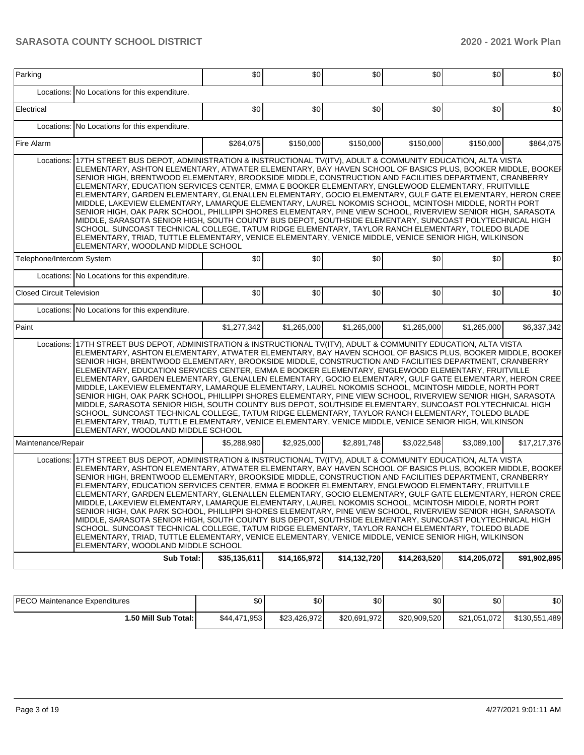| Parking | | $0 | $0 | $0 | $0 | $0 | $0 |
|---|---|---|---|---|---|---|---|
| Locations: | No Locations for this expenditure. | | | | | | |
| Electrical | | $0 | $0 | $0 | $0 | $0 | $0 |
| Locations: | No Locations for this expenditure. | | | | | | |
| Fire Alarm | | $264,075 | $150,000 | $150,000 | $150,000 | $150,000 | $864,075 |
| Locations: | 17TH STREET BUS DEPOT, ADMINISTRATION & INSTRUCTIONAL TV(ITV), ADULT & COMMUNITY EDUCATION, ALTA VISTA ELEMENTARY, ASHTON ELEMENTARY, ATWATER ELEMENTARY, BAY HAVEN SCHOOL OF BASICS PLUS, BOOKER MIDDLE, BOOKER SENIOR HIGH, BRENTWOOD ELEMENTARY, BROOKSIDE MIDDLE, CONSTRUCTION AND FACILITIES DEPARTMENT, CRANBERRY ELEMENTARY, EDUCATION SERVICES CENTER, EMMA E BOOKER ELEMENTARY, ENGLEWOOD ELEMENTARY, FRUITVILLE ELEMENTARY, GARDEN ELEMENTARY, GLENALLEN ELEMENTARY, GOCIO ELEMENTARY, GULF GATE ELEMENTARY, HERON CREEK MIDDLE, LAKEVIEW ELEMENTARY, LAMARQUE ELEMENTARY, LAUREL NOKOMIS SCHOOL, MCINTOSH MIDDLE, NORTH PORT SENIOR HIGH, OAK PARK SCHOOL, PHILLIPPI SHORES ELEMENTARY, PINE VIEW SCHOOL, RIVERVIEW SENIOR HIGH, SARASOTA MIDDLE, SARASOTA SENIOR HIGH, SOUTH COUNTY BUS DEPOT, SOUTHSIDE ELEMENTARY, SUNCOAST POLYTECHNICAL HIGH SCHOOL, SUNCOAST TECHNICAL COLLEGE, TATUM RIDGE ELEMENTARY, TAYLOR RANCH ELEMENTARY, TOLEDO BLADE ELEMENTARY, TRIAD, TUTTLE ELEMENTARY, VENICE ELEMENTARY, VENICE MIDDLE, VENICE SENIOR HIGH, WILKINSON ELEMENTARY, WOODLAND MIDDLE SCHOOL | | | | | | |
| Telephone/Intercom System | | $0 | $0 | $0 | $0 | $0 | $0 |
| Locations: | No Locations for this expenditure. | | | | | | |
| Closed Circuit Television | | $0 | $0 | $0 | $0 | $0 | $0 |
| Locations: | No Locations for this expenditure. | | | | | | |
| Paint | | $1,277,342 | $1,265,000 | $1,265,000 | $1,265,000 | $1,265,000 | $6,337,342 |
| Locations: | 17TH STREET BUS DEPOT, ADMINISTRATION & INSTRUCTIONAL TV(ITV), ADULT & COMMUNITY EDUCATION, ALTA VISTA ELEMENTARY, ASHTON ELEMENTARY, ATWATER ELEMENTARY, BAY HAVEN SCHOOL OF BASICS PLUS, BOOKER MIDDLE, BOOKER SENIOR HIGH, BRENTWOOD ELEMENTARY, BROOKSIDE MIDDLE, CONSTRUCTION AND FACILITIES DEPARTMENT, CRANBERRY ELEMENTARY, EDUCATION SERVICES CENTER, EMMA E BOOKER ELEMENTARY, ENGLEWOOD ELEMENTARY, FRUITVILLE ELEMENTARY, GARDEN ELEMENTARY, GLENALLEN ELEMENTARY, GOCIO ELEMENTARY, GULF GATE ELEMENTARY, HERON CREEK MIDDLE, LAKEVIEW ELEMENTARY, LAMARQUE ELEMENTARY, LAUREL NOKOMIS SCHOOL, MCINTOSH MIDDLE, NORTH PORT SENIOR HIGH, OAK PARK SCHOOL, PHILLIPPI SHORES ELEMENTARY, PINE VIEW SCHOOL, RIVERVIEW SENIOR HIGH, SARASOTA MIDDLE, SARASOTA SENIOR HIGH, SOUTH COUNTY BUS DEPOT, SOUTHSIDE ELEMENTARY, SUNCOAST POLYTECHNICAL HIGH SCHOOL, SUNCOAST TECHNICAL COLLEGE, TATUM RIDGE ELEMENTARY, TAYLOR RANCH ELEMENTARY, TOLEDO BLADE ELEMENTARY, TRIAD, TUTTLE ELEMENTARY, VENICE ELEMENTARY, VENICE MIDDLE, VENICE SENIOR HIGH, WILKINSON ELEMENTARY, WOODLAND MIDDLE SCHOOL | | | | | | |
| Maintenance/Repair | | $5,288,980 | $2,925,000 | $2,891,748 | $3,022,548 | $3,089,100 | $17,217,376 |
| Locations: | 17TH STREET BUS DEPOT, ADMINISTRATION & INSTRUCTIONAL TV(ITV), ADULT & COMMUNITY EDUCATION, ALTA VISTA ELEMENTARY, ASHTON ELEMENTARY, ATWATER ELEMENTARY, BAY HAVEN SCHOOL OF BASICS PLUS, BOOKER MIDDLE, BOOKER SENIOR HIGH, BRENTWOOD ELEMENTARY, BROOKSIDE MIDDLE, CONSTRUCTION AND FACILITIES DEPARTMENT, CRANBERRY ELEMENTARY, EDUCATION SERVICES CENTER, EMMA E BOOKER ELEMENTARY, ENGLEWOOD ELEMENTARY, FRUITVILLE ELEMENTARY, GARDEN ELEMENTARY, GLENALLEN ELEMENTARY, GOCIO ELEMENTARY, GULF GATE ELEMENTARY, HERON CREEK MIDDLE, LAKEVIEW ELEMENTARY, LAMARQUE ELEMENTARY, LAUREL NOKOMIS SCHOOL, MCINTOSH MIDDLE, NORTH PORT SENIOR HIGH, OAK PARK SCHOOL, PHILLIPPI SHORES ELEMENTARY, PINE VIEW SCHOOL, RIVERVIEW SENIOR HIGH, SARASOTA MIDDLE, SARASOTA SENIOR HIGH, SOUTH COUNTY BUS DEPOT, SOUTHSIDE ELEMENTARY, SUNCOAST POLYTECHNICAL HIGH SCHOOL, SUNCOAST TECHNICAL COLLEGE, TATUM RIDGE ELEMENTARY, TAYLOR RANCH ELEMENTARY, TOLEDO BLADE ELEMENTARY, TRIAD, TUTTLE ELEMENTARY, VENICE ELEMENTARY, VENICE MIDDLE, VENICE SENIOR HIGH, WILKINSON ELEMENTARY, WOODLAND MIDDLE SCHOOL | | | | | | |
| | **Sub Total:** | **$35,135,611** | **$14,165,972** | **$14,132,720** | **$14,263,520** | **$14,205,072** | **$91,902,895** |

| PECO Maintenance Expenditures | $0 | $0 | $0 | $0 | $0 | $0 |
|---|---|---|---|---|---|---|
| **1.50 Mill Sub Total:** | $44,471,953 | $23,426,972 | $20,691,972 | $20,909,520 | $21,051,072 | $130,551,489 |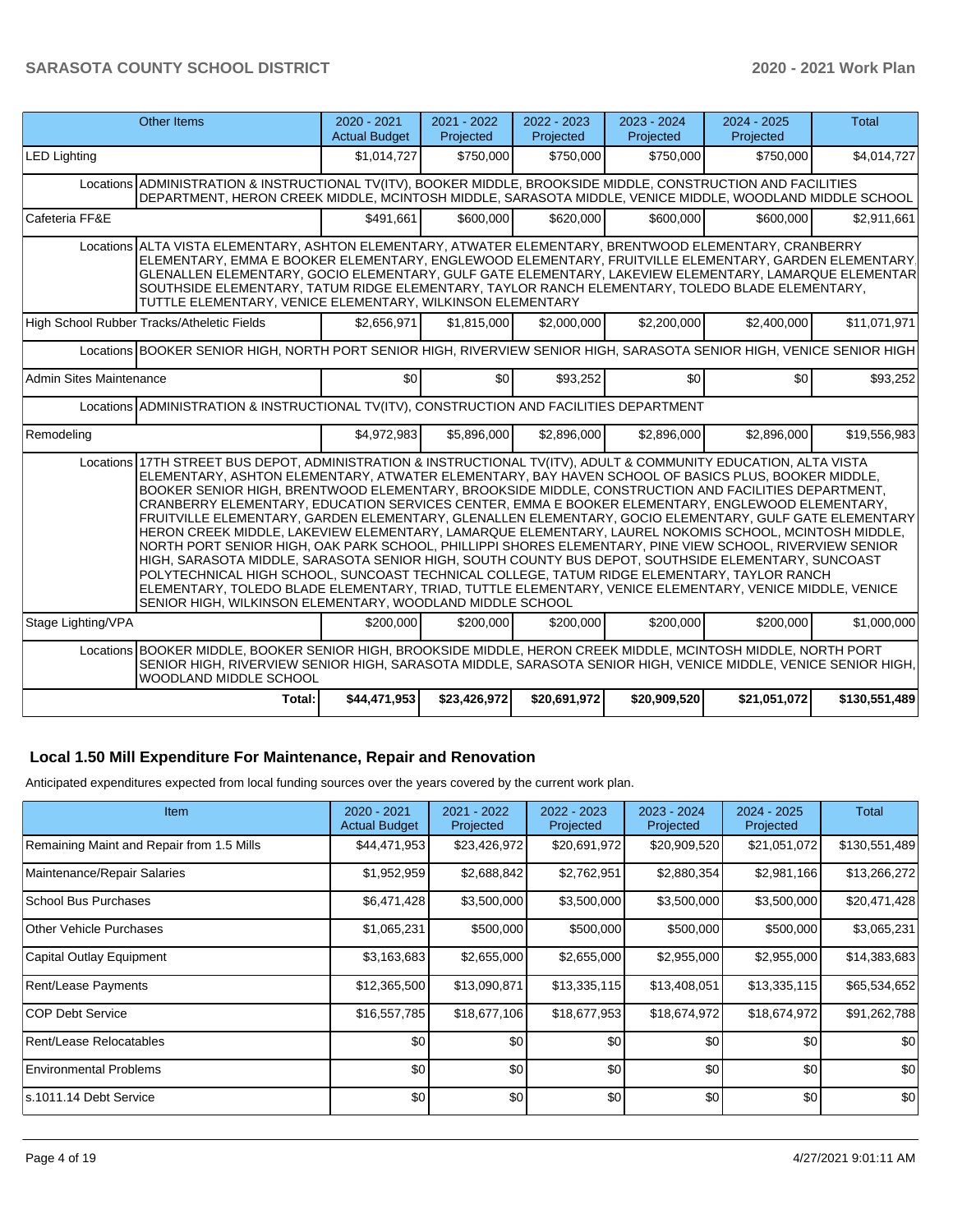| Other Items | | 2020 - 2021 Actual Budget | 2021 - 2022 Projected | 2022 - 2023 Projected | 2023 - 2024 Projected | 2024 - 2025 Projected | Total |
|---|---|---|---|---|---|---|---|
| LED Lighting | | $1,014,727 | $750,000 | $750,000 | $750,000 | $750,000 | $4,014,727 |
| Locations | ADMINISTRATION & INSTRUCTIONAL TV(ITV), BOOKER MIDDLE, BROOKSIDE MIDDLE, CONSTRUCTION AND FACILITIES DEPARTMENT, HERON CREEK MIDDLE, MCINTOSH MIDDLE, SARASOTA MIDDLE, VENICE MIDDLE, WOODLAND MIDDLE SCHOOL | | | | | | |
| Cafeteria FF&E | | $491,661 | $600,000 | $620,000 | $600,000 | $600,000 | $2,911,661 |
| Locations | ALTA VISTA ELEMENTARY, ASHTON ELEMENTARY, ATWATER ELEMENTARY, BRENTWOOD ELEMENTARY, CRANBERRY ELEMENTARY, EMMA E BOOKER ELEMENTARY, ENGLEWOOD ELEMENTARY, FRUITVILLE ELEMENTARY, GARDEN ELEMENTARY, GLENALLEN ELEMENTARY, GOCIO ELEMENTARY, GULF GATE ELEMENTARY, LAKEVIEW ELEMENTARY, LAMARQUE ELEMENTAR SOUTHSIDE ELEMENTARY, TATUM RIDGE ELEMENTARY, TAYLOR RANCH ELEMENTARY, TOLEDO BLADE ELEMENTARY, TUTTLE ELEMENTARY, VENICE ELEMENTARY, WILKINSON ELEMENTARY | | | | | | |
| High School Rubber Tracks/Atheletic Fields | | $2,656,971 | $1,815,000 | $2,000,000 | $2,200,000 | $2,400,000 | $11,071,971 |
| Locations | BOOKER SENIOR HIGH, NORTH PORT SENIOR HIGH, RIVERVIEW SENIOR HIGH, SARASOTA SENIOR HIGH, VENICE SENIOR HIGH | | | | | | |
| Admin Sites Maintenance | | $0 | $0 | $93,252 | $0 | $0 | $93,252 |
| Locations | ADMINISTRATION & INSTRUCTIONAL TV(ITV), CONSTRUCTION AND FACILITIES DEPARTMENT | | | | | | |
| Remodeling | | $4,972,983 | $5,896,000 | $2,896,000 | $2,896,000 | $2,896,000 | $19,556,983 |
| Locations | 17TH STREET BUS DEPOT, ADMINISTRATION & INSTRUCTIONAL TV(ITV), ADULT & COMMUNITY EDUCATION, ALTA VISTA ELEMENTARY, ASHTON ELEMENTARY, ATWATER ELEMENTARY, BAY HAVEN SCHOOL OF BASICS PLUS, BOOKER MIDDLE, BOOKER SENIOR HIGH, BRENTWOOD ELEMENTARY, BROOKSIDE MIDDLE, CONSTRUCTION AND FACILITIES DEPARTMENT, CRANBERRY ELEMENTARY, EDUCATION SERVICES CENTER, EMMA E BOOKER ELEMENTARY, ENGLEWOOD ELEMENTARY, FRUITVILLE ELEMENTARY, GARDEN ELEMENTARY, GLENALLEN ELEMENTARY, GOCIO ELEMENTARY, GULF GATE ELEMENTARY HERON CREEK MIDDLE, LAKEVIEW ELEMENTARY, LAMARQUE ELEMENTARY, LAUREL NOKOMIS SCHOOL, MCINTOSH MIDDLE, NORTH PORT SENIOR HIGH, OAK PARK SCHOOL, PHILLIPPI SHORES ELEMENTARY, PINE VIEW SCHOOL, RIVERVIEW SENIOR HIGH, SARASOTA MIDDLE, SARASOTA SENIOR HIGH, SOUTH COUNTY BUS DEPOT, SOUTHSIDE ELEMENTARY, SUNCOAST POLYTECHNICAL HIGH SCHOOL, SUNCOAST TECHNICAL COLLEGE, TATUM RIDGE ELEMENTARY, TAYLOR RANCH ELEMENTARY, TOLEDO BLADE ELEMENTARY, TRIAD, TUTTLE ELEMENTARY, VENICE ELEMENTARY, VENICE MIDDLE, VENICE SENIOR HIGH, WILKINSON ELEMENTARY, WOODLAND MIDDLE SCHOOL | | | | | | |
| Stage Lighting/VPA | | $200,000 | $200,000 | $200,000 | $200,000 | $200,000 | $1,000,000 |
| Locations | BOOKER MIDDLE, BOOKER SENIOR HIGH, BROOKSIDE MIDDLE, HERON CREEK MIDDLE, MCINTOSH MIDDLE, NORTH PORT SENIOR HIGH, RIVERVIEW SENIOR HIGH, SARASOTA MIDDLE, SARASOTA SENIOR HIGH, VENICE MIDDLE, VENICE SENIOR HIGH, WOODLAND MIDDLE SCHOOL | | | | | | |
| | Total: | $44,471,953 | $23,426,972 | $20,691,972 | $20,909,520 | $21,051,072 | $130,551,489 |

## Local 1.50 Mill Expenditure For Maintenance, Repair and Renovation

Anticipated expenditures expected from local funding sources over the years covered by the current work plan.

| Item | 2020 - 2021 Actual Budget | 2021 - 2022 Projected | 2022 - 2023 Projected | 2023 - 2024 Projected | 2024 - 2025 Projected | Total |
|---|---|---|---|---|---|---|
| Remaining Maint and Repair from 1.5 Mills | $44,471,953 | $23,426,972 | $20,691,972 | $20,909,520 | $21,051,072 | $130,551,489 |
| Maintenance/Repair Salaries | $1,952,959 | $2,688,842 | $2,762,951 | $2,880,354 | $2,981,166 | $13,266,272 |
| School Bus Purchases | $6,471,428 | $3,500,000 | $3,500,000 | $3,500,000 | $3,500,000 | $20,471,428 |
| Other Vehicle Purchases | $1,065,231 | $500,000 | $500,000 | $500,000 | $500,000 | $3,065,231 |
| Capital Outlay Equipment | $3,163,683 | $2,655,000 | $2,655,000 | $2,955,000 | $2,955,000 | $14,383,683 |
| Rent/Lease Payments | $12,365,500 | $13,090,871 | $13,335,115 | $13,408,051 | $13,335,115 | $65,534,652 |
| COP Debt Service | $16,557,785 | $18,677,106 | $18,677,953 | $18,674,972 | $18,674,972 | $91,262,788 |
| Rent/Lease Relocatables | $0 | $0 | $0 | $0 | $0 | $0 |
| Environmental Problems | $0 | $0 | $0 | $0 | $0 | $0 |
| s.1011.14 Debt Service | $0 | $0 | $0 | $0 | $0 | $0 |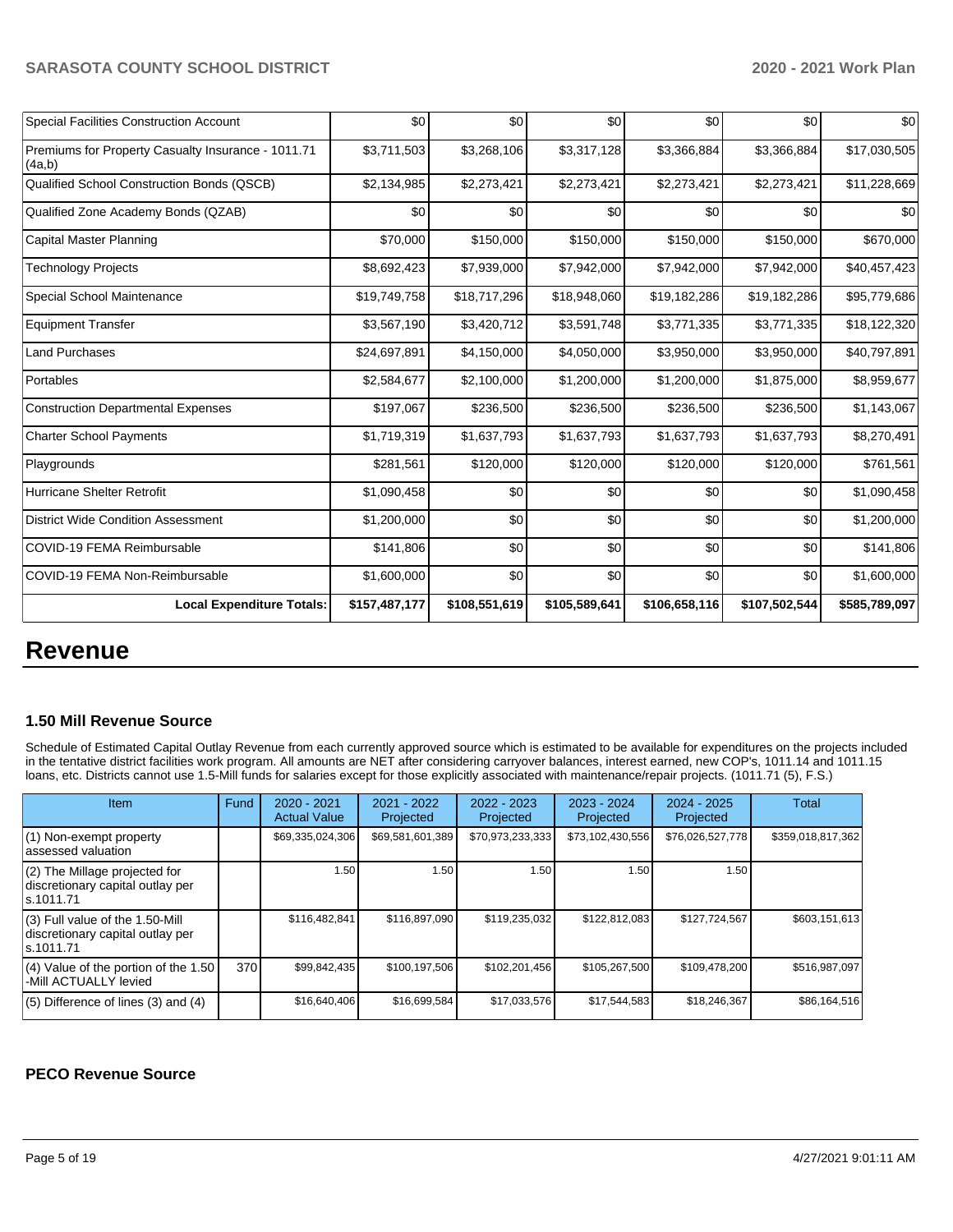| | | | | | | |
|---|---|---|---|---|---|---|
| Special Facilities Construction Account | $0 | $0 | $0 | $0 | $0 | $0 |
| Premiums for Property Casualty Insurance - 1011.71 (4a,b) | $3,711,503 | $3,268,106 | $3,317,128 | $3,366,884 | $3,366,884 | $17,030,505 |
| Qualified School Construction Bonds (QSCB) | $2,134,985 | $2,273,421 | $2,273,421 | $2,273,421 | $2,273,421 | $11,228,669 |
| Qualified Zone Academy Bonds (QZAB) | $0 | $0 | $0 | $0 | $0 | $0 |
| Capital Master Planning | $70,000 | $150,000 | $150,000 | $150,000 | $150,000 | $670,000 |
| Technology Projects | $8,692,423 | $7,939,000 | $7,942,000 | $7,942,000 | $7,942,000 | $40,457,423 |
| Special School Maintenance | $19,749,758 | $18,717,296 | $18,948,060 | $19,182,286 | $19,182,286 | $95,779,686 |
| Equipment Transfer | $3,567,190 | $3,420,712 | $3,591,748 | $3,771,335 | $3,771,335 | $18,122,320 |
| Land Purchases | $24,697,891 | $4,150,000 | $4,050,000 | $3,950,000 | $3,950,000 | $40,797,891 |
| Portables | $2,584,677 | $2,100,000 | $1,200,000 | $1,200,000 | $1,875,000 | $8,959,677 |
| Construction Departmental Expenses | $197,067 | $236,500 | $236,500 | $236,500 | $236,500 | $1,143,067 |
| Charter School Payments | $1,719,319 | $1,637,793 | $1,637,793 | $1,637,793 | $1,637,793 | $8,270,491 |
| Playgrounds | $281,561 | $120,000 | $120,000 | $120,000 | $120,000 | $761,561 |
| Hurricane Shelter Retrofit | $1,090,458 | $0 | $0 | $0 | $0 | $1,090,458 |
| District Wide Condition Assessment | $1,200,000 | $0 | $0 | $0 | $0 | $1,200,000 |
| COVID-19 FEMA Reimbursable | $141,806 | $0 | $0 | $0 | $0 | $141,806 |
| COVID-19 FEMA Non-Reimbursable | $1,600,000 | $0 | $0 | $0 | $0 | $1,600,000 |
| **Local Expenditure Totals:** | **$157,487,177** | **$108,551,619** | **$105,589,641** | **$106,658,116** | **$107,502,544** | **$585,789,097** |

# Revenue

### 1.50 Mill Revenue Source

Schedule of Estimated Capital Outlay Revenue from each currently approved source which is estimated to be available for expenditures on the projects included in the tentative district facilities work program. All amounts are NET after considering carryover balances, interest earned, new COP's, 1011.14 and 1011.15 loans, etc. Districts cannot use 1.5-Mill funds for salaries except for those explicitly associated with maintenance/repair projects. (1011.71 (5), F.S.)

| Item | Fund | 2020 - 2021 Actual Value | 2021 - 2022 Projected | 2022 - 2023 Projected | 2023 - 2024 Projected | 2024 - 2025 Projected | Total |
|---|---|---|---|---|---|---|---|
| (1) Non-exempt property assessed valuation | | $69,335,024,306 | $69,581,601,389 | $70,973,233,333 | $73,102,430,556 | $76,026,527,778 | $359,018,817,362 |
| (2) The Millage projected for discretionary capital outlay per s.1011.71 | | 1.50 | 1.50 | 1.50 | 1.50 | 1.50 | |
| (3) Full value of the 1.50-Mill discretionary capital outlay per s.1011.71 | | $116,482,841 | $116,897,090 | $119,235,032 | $122,812,083 | $127,724,567 | $603,151,613 |
| (4) Value of the portion of the 1.50 -Mill ACTUALLY levied | 370 | $99,842,435 | $100,197,506 | $102,201,456 | $105,267,500 | $109,478,200 | $516,987,097 |
| (5) Difference of lines (3) and (4) | | $16,640,406 | $16,699,584 | $17,033,576 | $17,544,583 | $18,246,367 | $86,164,516 |

### PECO Revenue Source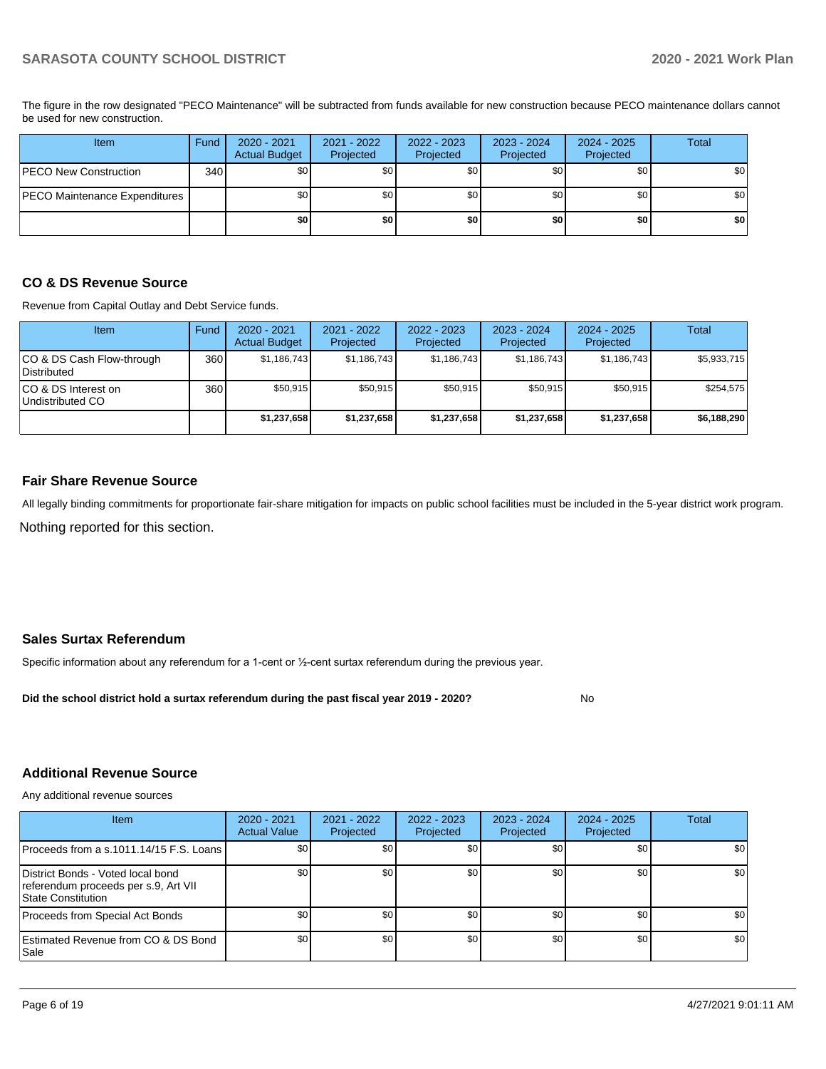The figure in the row designated "PECO Maintenance" will be subtracted from funds available for new construction because PECO maintenance dollars cannot be used for new construction.

| Item | Fund | 2020 - 2021 Actual Budget | 2021 - 2022 Projected | 2022 - 2023 Projected | 2023 - 2024 Projected | 2024 - 2025 Projected | Total |
|---|---|---|---|---|---|---|---|
| PECO New Construction | 340 | $0 | $0 | $0 | $0 | $0 | $0 |
| PECO Maintenance Expenditures | | $0 | $0 | $0 | $0 | $0 | $0 |
| | | **$0** | **$0** | **$0** | **$0** | **$0** | **$0** |

## CO & DS Revenue Source

Revenue from Capital Outlay and Debt Service funds.

| Item | Fund | 2020 - 2021 Actual Budget | 2021 - 2022 Projected | 2022 - 2023 Projected | 2023 - 2024 Projected | 2024 - 2025 Projected | Total |
|---|---|---|---|---|---|---|---|
| CO & DS Cash Flow-through Distributed | 360 | $1,186,743 | $1,186,743 | $1,186,743 | $1,186,743 | $1,186,743 | $5,933,715 |
| CO & DS Interest on Undistributed CO | 360 | $50,915 | $50,915 | $50,915 | $50,915 | $50,915 | $254,575 |
| | | **$1,237,658** | **$1,237,658** | **$1,237,658** | **$1,237,658** | **$1,237,658** | **$6,188,290** |

## Fair Share Revenue Source

All legally binding commitments for proportionate fair-share mitigation for impacts on public school facilities must be included in the 5-year district work program.

Nothing reported for this section.

## Sales Surtax Referendum

Specific information about any referendum for a 1-cent or ½-cent surtax referendum during the previous year.

**Did the school district hold a surtax referendum during the past fiscal year 2019 - 2020?** No

## Additional Revenue Source

Any additional revenue sources

| Item | 2020 - 2021 Actual Value | 2021 - 2022 Projected | 2022 - 2023 Projected | 2023 - 2024 Projected | 2024 - 2025 Projected | Total |
|---|---|---|---|---|---|---|
| Proceeds from a s.1011.14/15 F.S. Loans | $0 | $0 | $0 | $0 | $0 | $0 |
| District Bonds - Voted local bond referendum proceeds per s.9, Art VII State Constitution | $0 | $0 | $0 | $0 | $0 | $0 |
| Proceeds from Special Act Bonds | $0 | $0 | $0 | $0 | $0 | $0 |
| Estimated Revenue from CO & DS Bond Sale | $0 | $0 | $0 | $0 | $0 | $0 |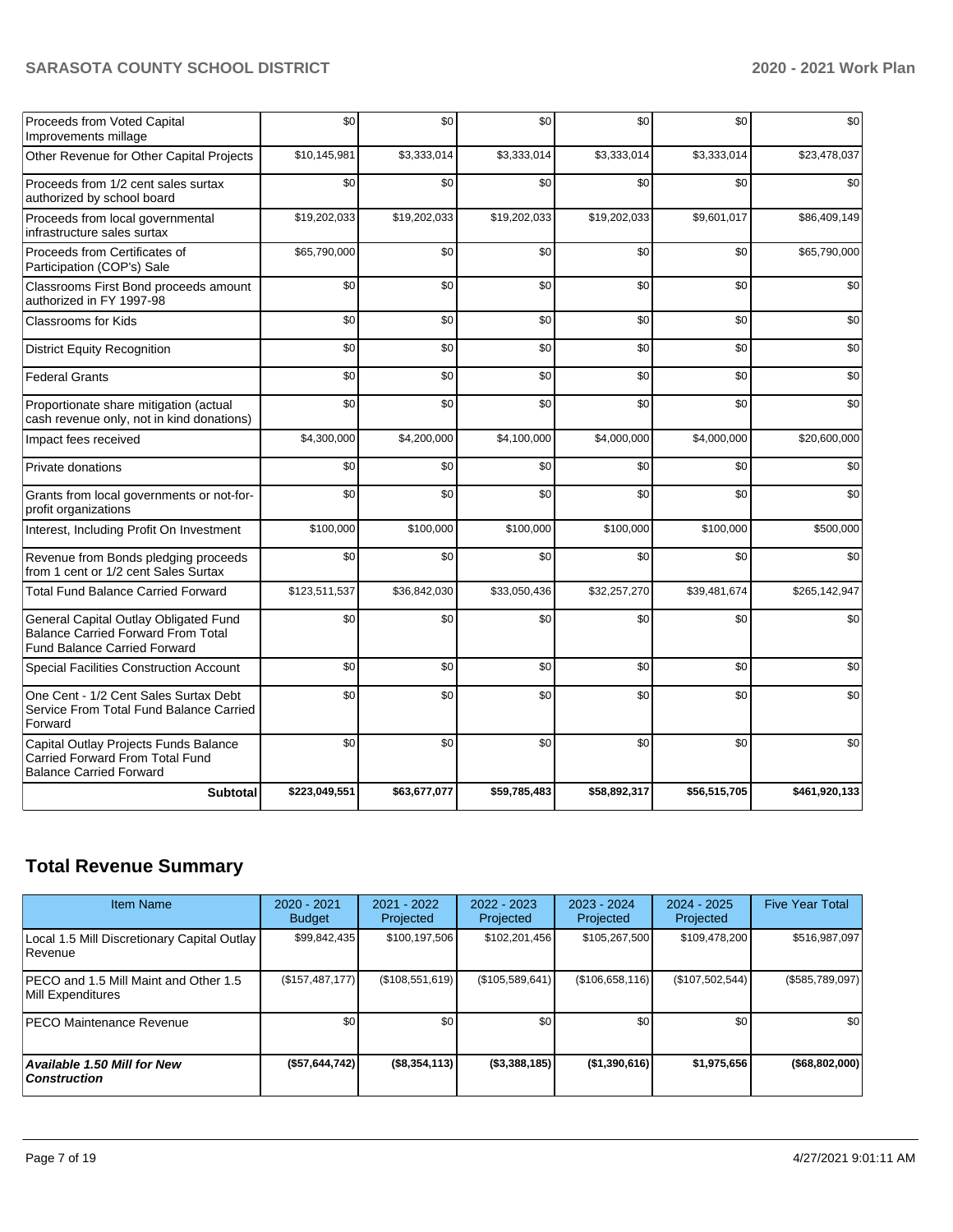| | | | | | | |
|---|---|---|---|---|---|---|
| Proceeds from Voted Capital Improvements millage | $0 | $0 | $0 | $0 | $0 | $0 |
| Other Revenue for Other Capital Projects | $10,145,981 | $3,333,014 | $3,333,014 | $3,333,014 | $3,333,014 | $23,478,037 |
| Proceeds from 1/2 cent sales surtax authorized by school board | $0 | $0 | $0 | $0 | $0 | $0 |
| Proceeds from local governmental infrastructure sales surtax | $19,202,033 | $19,202,033 | $19,202,033 | $19,202,033 | $9,601,017 | $86,409,149 |
| Proceeds from Certificates of Participation (COP's) Sale | $65,790,000 | $0 | $0 | $0 | $0 | $65,790,000 |
| Classrooms First Bond proceeds amount authorized in FY 1997-98 | $0 | $0 | $0 | $0 | $0 | $0 |
| Classrooms for Kids | $0 | $0 | $0 | $0 | $0 | $0 |
| District Equity Recognition | $0 | $0 | $0 | $0 | $0 | $0 |
| Federal Grants | $0 | $0 | $0 | $0 | $0 | $0 |
| Proportionate share mitigation (actual cash revenue only, not in kind donations) | $0 | $0 | $0 | $0 | $0 | $0 |
| Impact fees received | $4,300,000 | $4,200,000 | $4,100,000 | $4,000,000 | $4,000,000 | $20,600,000 |
| Private donations | $0 | $0 | $0 | $0 | $0 | $0 |
| Grants from local governments or not-for-profit organizations | $0 | $0 | $0 | $0 | $0 | $0 |
| Interest, Including Profit On Investment | $100,000 | $100,000 | $100,000 | $100,000 | $100,000 | $500,000 |
| Revenue from Bonds pledging proceeds from 1 cent or 1/2 cent Sales Surtax | $0 | $0 | $0 | $0 | $0 | $0 |
| Total Fund Balance Carried Forward | $123,511,537 | $36,842,030 | $33,050,436 | $32,257,270 | $39,481,674 | $265,142,947 |
| General Capital Outlay Obligated Fund Balance Carried Forward From Total Fund Balance Carried Forward | $0 | $0 | $0 | $0 | $0 | $0 |
| Special Facilities Construction Account | $0 | $0 | $0 | $0 | $0 | $0 |
| One Cent - 1/2 Cent Sales Surtax Debt Service From Total Fund Balance Carried Forward | $0 | $0 | $0 | $0 | $0 | $0 |
| Capital Outlay Projects Funds Balance Carried Forward From Total Fund Balance Carried Forward | $0 | $0 | $0 | $0 | $0 | $0 |
| **Subtotal** | **$223,049,551** | **$63,677,077** | **$59,785,483** | **$58,892,317** | **$56,515,705** | **$461,920,133** |

## Total Revenue Summary

| Item Name | 2020 - 2021 Budget | 2021 - 2022 Projected | 2022 - 2023 Projected | 2023 - 2024 Projected | 2024 - 2025 Projected | Five Year Total |
|---|---|---|---|---|---|---|
| Local 1.5 Mill Discretionary Capital Outlay Revenue | $99,842,435 | $100,197,506 | $102,201,456 | $105,267,500 | $109,478,200 | $516,987,097 |
| PECO and 1.5 Mill Maint and Other 1.5 Mill Expenditures | ($157,487,177) | ($108,551,619) | ($105,589,641) | ($106,658,116) | ($107,502,544) | ($585,789,097) |
| PECO Maintenance Revenue | $0 | $0 | $0 | $0 | $0 | $0 |
| ***Available 1.50 Mill for New Construction*** | **($57,644,742)** | **($8,354,113)** | **($3,388,185)** | **($1,390,616)** | **$1,975,656** | **($68,802,000)** |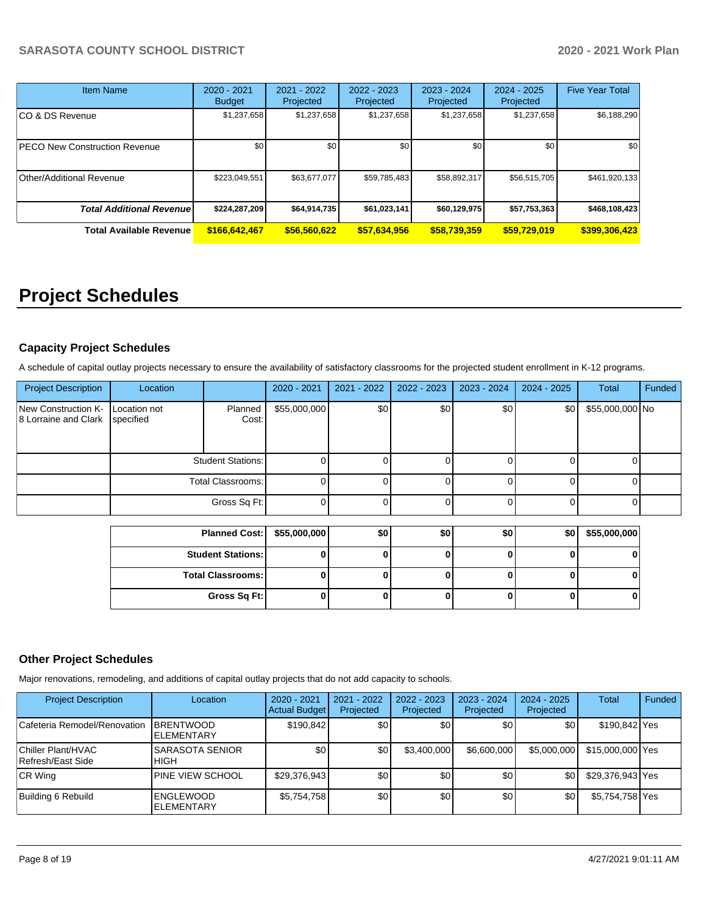| Item Name | 2020 - 2021 Budget | 2021 - 2022 Projected | 2022 - 2023 Projected | 2023 - 2024 Projected | 2024 - 2025 Projected | Five Year Total |
|---|---|---|---|---|---|---|
| CO & DS Revenue | $1,237,658 | $1,237,658 | $1,237,658 | $1,237,658 | $1,237,658 | $6,188,290 |
| PECO New Construction Revenue | $0 | $0 | $0 | $0 | $0 | $0 |
| Other/Additional Revenue | $223,049,551 | $63,677,077 | $59,785,483 | $58,892,317 | $56,515,705 | $461,920,133 |
| ***Total Additional Revenue*** | **$224,287,209** | **$64,914,735** | **$61,023,141** | **$60,129,975** | **$57,753,363** | **$468,108,423** |
| **Total Available Revenue** | **$166,642,467** | **$56,560,622** | **$57,634,956** | **$58,739,359** | **$59,729,019** | **$399,306,423** |

# Project Schedules

### Capacity Project Schedules

A schedule of capital outlay projects necessary to ensure the availability of satisfactory classrooms for the projected student enrollment in K-12 programs.

| Project Description | Location | | 2020 - 2021 | 2021 - 2022 | 2022 - 2023 | 2023 - 2024 | 2024 - 2025 | Total | Funded |
|---|---|---|---|---|---|---|---|---|---|
| New Construction K-8 Lorraine and Clark | Location not specified | Planned Cost: | $55,000,000 | $0 | $0 | $0 | $0 | $55,000,000 | No |
| | | Student Stations: | 0 | 0 | 0 | 0 | 0 | 0 | |
| | | Total Classrooms: | 0 | 0 | 0 | 0 | 0 | 0 | |
| | | Gross Sq Ft: | 0 | 0 | 0 | 0 | 0 | 0 | |

| | 2020 - 2021 | 2021 - 2022 | 2022 - 2023 | 2023 - 2024 | 2024 - 2025 | Total |
|---|---|---|---|---|---|---|
| **Planned Cost:** | **$55,000,000** | **$0** | **$0** | **$0** | **$0** | **$55,000,000** |
| **Student Stations:** | **0** | **0** | **0** | **0** | **0** | **0** |
| **Total Classrooms:** | **0** | **0** | **0** | **0** | **0** | **0** |
| **Gross Sq Ft:** | **0** | **0** | **0** | **0** | **0** | **0** |

### Other Project Schedules

Major renovations, remodeling, and additions of capital outlay projects that do not add capacity to schools.

| Project Description | Location | 2020 - 2021 Actual Budget | 2021 - 2022 Projected | 2022 - 2023 Projected | 2023 - 2024 Projected | 2024 - 2025 Projected | Total | Funded |
|---|---|---|---|---|---|---|---|---|
| Cafeteria Remodel/Renovation | BRENTWOOD ELEMENTARY | $190,842 | $0 | $0 | $0 | $0 | $190,842 | Yes |
| Chiller Plant/HVAC Refresh/East Side | SARASOTA SENIOR HIGH | $0 | $0 | $3,400,000 | $6,600,000 | $5,000,000 | $15,000,000 | Yes |
| CR Wing | PINE VIEW SCHOOL | $29,376,943 | $0 | $0 | $0 | $0 | $29,376,943 | Yes |
| Building 6 Rebuild | ENGLEWOOD ELEMENTARY | $5,754,758 | $0 | $0 | $0 | $0 | $5,754,758 | Yes |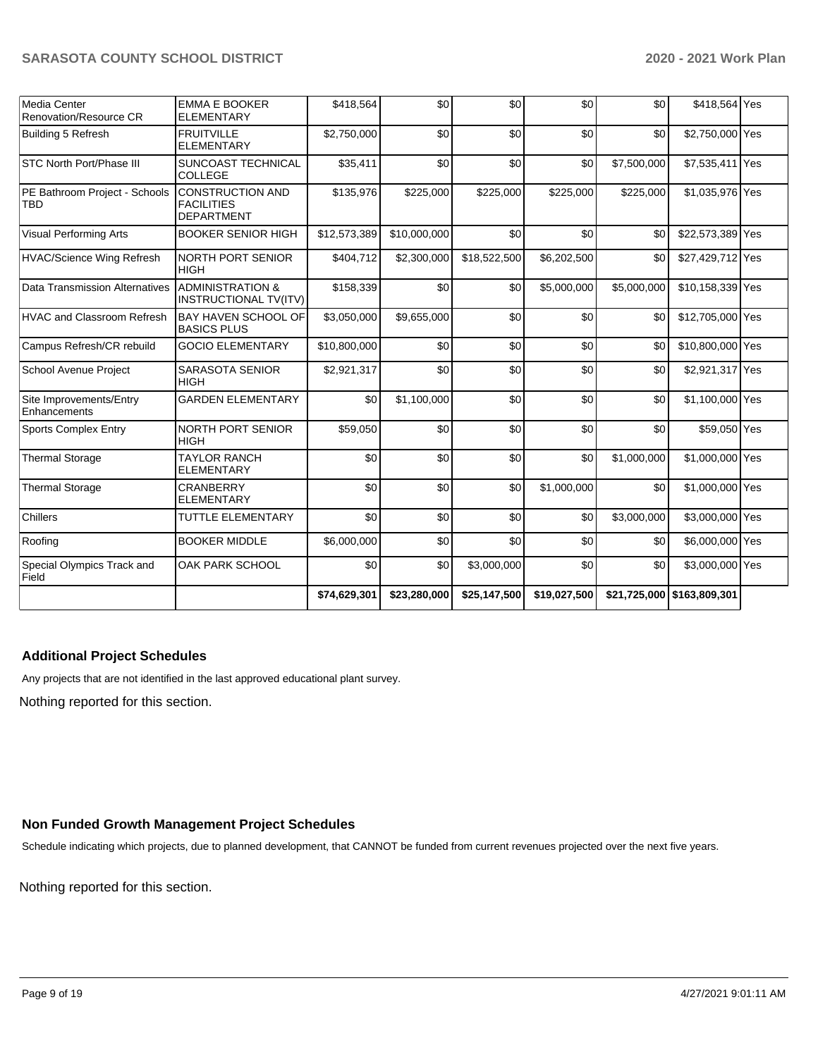| | | | | | | | | |
|---|---|---|---|---|---|---|---|---|
| Media Center Renovation/Resource CR | EMMA E BOOKER ELEMENTARY | $418,564 | $0 | $0 | $0 | $0 | $418,564 | Yes |
| Building 5 Refresh | FRUITVILLE ELEMENTARY | $2,750,000 | $0 | $0 | $0 | $0 | $2,750,000 | Yes |
| STC North Port/Phase III | SUNCOAST TECHNICAL COLLEGE | $35,411 | $0 | $0 | $0 | $7,500,000 | $7,535,411 | Yes |
| PE Bathroom Project - Schools TBD | CONSTRUCTION AND FACILITIES DEPARTMENT | $135,976 | $225,000 | $225,000 | $225,000 | $225,000 | $1,035,976 | Yes |
| Visual Performing Arts | BOOKER SENIOR HIGH | $12,573,389 | $10,000,000 | $0 | $0 | $0 | $22,573,389 | Yes |
| HVAC/Science Wing Refresh | NORTH PORT SENIOR HIGH | $404,712 | $2,300,000 | $18,522,500 | $6,202,500 | $0 | $27,429,712 | Yes |
| Data Transmission Alternatives | ADMINISTRATION & INSTRUCTIONAL TV(ITV) | $158,339 | $0 | $0 | $5,000,000 | $5,000,000 | $10,158,339 | Yes |
| HVAC and Classroom Refresh | BAY HAVEN SCHOOL OF BASICS PLUS | $3,050,000 | $9,655,000 | $0 | $0 | $0 | $12,705,000 | Yes |
| Campus Refresh/CR rebuild | GOCIO ELEMENTARY | $10,800,000 | $0 | $0 | $0 | $0 | $10,800,000 | Yes |
| School Avenue Project | SARASOTA SENIOR HIGH | $2,921,317 | $0 | $0 | $0 | $0 | $2,921,317 | Yes |
| Site Improvements/Entry Enhancements | GARDEN ELEMENTARY | $0 | $1,100,000 | $0 | $0 | $0 | $1,100,000 | Yes |
| Sports Complex Entry | NORTH PORT SENIOR HIGH | $59,050 | $0 | $0 | $0 | $0 | $59,050 | Yes |
| Thermal Storage | TAYLOR RANCH ELEMENTARY | $0 | $0 | $0 | $0 | $1,000,000 | $1,000,000 | Yes |
| Thermal Storage | CRANBERRY ELEMENTARY | $0 | $0 | $0 | $1,000,000 | $0 | $1,000,000 | Yes |
| Chillers | TUTTLE ELEMENTARY | $0 | $0 | $0 | $0 | $3,000,000 | $3,000,000 | Yes |
| Roofing | BOOKER MIDDLE | $6,000,000 | $0 | $0 | $0 | $0 | $6,000,000 | Yes |
| Special Olympics Track and Field | OAK PARK SCHOOL | $0 | $0 | $3,000,000 | $0 | $0 | $3,000,000 | Yes |
| | | **$74,629,301** | **$23,280,000** | **$25,147,500** | **$19,027,500** | **$21,725,000** | **$163,809,301** | |

## Additional Project Schedules

Any projects that are not identified in the last approved educational plant survey.

Nothing reported for this section.

## Non Funded Growth Management Project Schedules

Schedule indicating which projects, due to planned development, that CANNOT be funded from current revenues projected over the next five years.

Nothing reported for this section.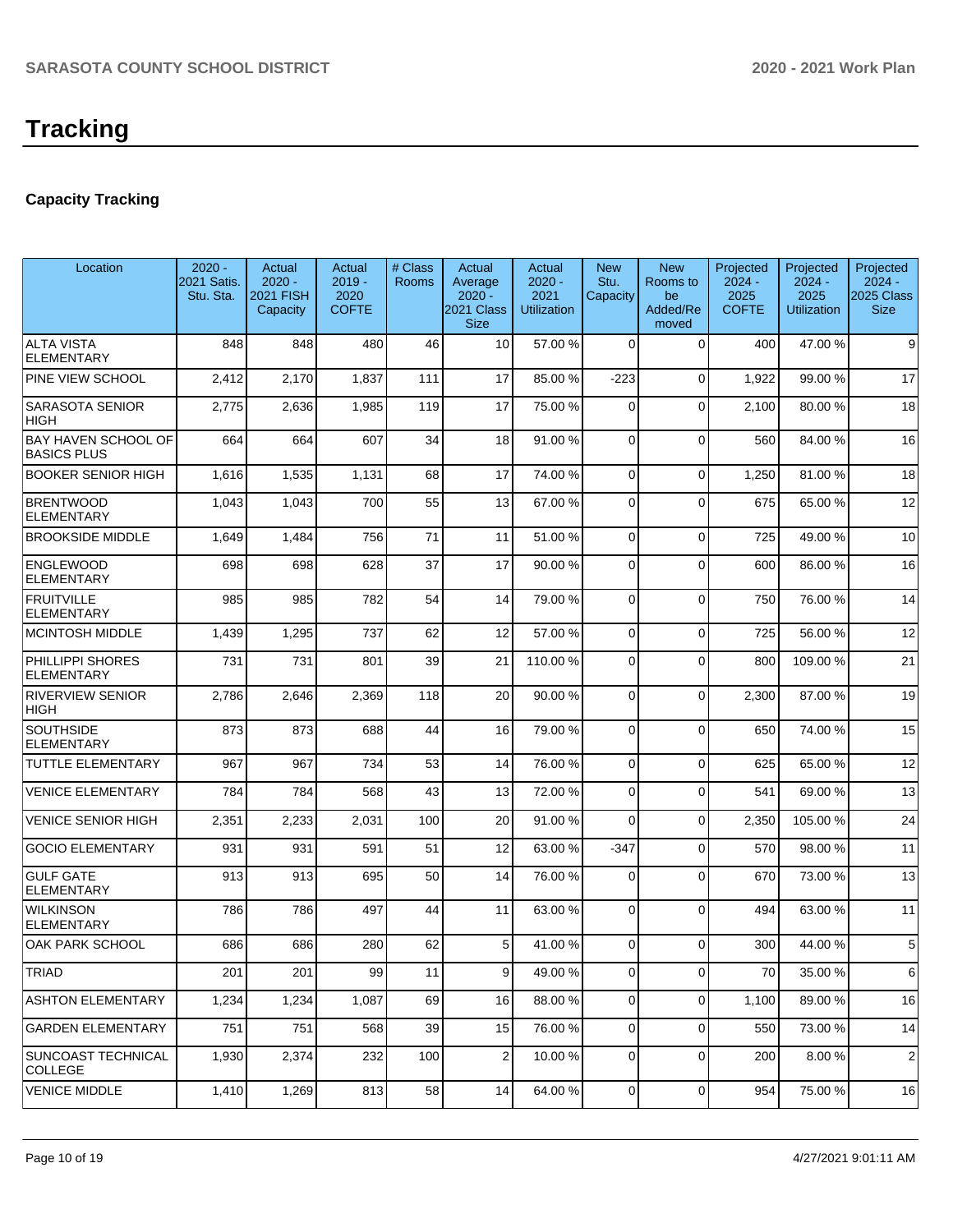# Tracking

## Capacity Tracking

| Location | 2020 - 2021 Satis. Stu. Sta. | Actual 2020 - 2021 FISH Capacity | Actual 2019 - 2020 COFTE | # Class Rooms | Actual Average 2020 - 2021 Class Size | Actual 2020 - 2021 Utilization | New Stu. Capacity | New Rooms to be Added/Removed | Projected 2024 - 2025 COFTE | Projected 2024 - 2025 Utilization | Projected 2024 - 2025 Class Size |
|---|---|---|---|---|---|---|---|---|---|---|---|
| ALTA VISTA ELEMENTARY | 848 | 848 | 480 | 46 | 10 | 57.00 % | 0 | 0 | 400 | 47.00 % | 9 |
| PINE VIEW SCHOOL | 2,412 | 2,170 | 1,837 | 111 | 17 | 85.00 % | -223 | 0 | 1,922 | 99.00 % | 17 |
| SARASOTA SENIOR HIGH | 2,775 | 2,636 | 1,985 | 119 | 17 | 75.00 % | 0 | 0 | 2,100 | 80.00 % | 18 |
| BAY HAVEN SCHOOL OF BASICS PLUS | 664 | 664 | 607 | 34 | 18 | 91.00 % | 0 | 0 | 560 | 84.00 % | 16 |
| BOOKER SENIOR HIGH | 1,616 | 1,535 | 1,131 | 68 | 17 | 74.00 % | 0 | 0 | 1,250 | 81.00 % | 18 |
| BRENTWOOD ELEMENTARY | 1,043 | 1,043 | 700 | 55 | 13 | 67.00 % | 0 | 0 | 675 | 65.00 % | 12 |
| BROOKSIDE MIDDLE | 1,649 | 1,484 | 756 | 71 | 11 | 51.00 % | 0 | 0 | 725 | 49.00 % | 10 |
| ENGLEWOOD ELEMENTARY | 698 | 698 | 628 | 37 | 17 | 90.00 % | 0 | 0 | 600 | 86.00 % | 16 |
| FRUITVILLE ELEMENTARY | 985 | 985 | 782 | 54 | 14 | 79.00 % | 0 | 0 | 750 | 76.00 % | 14 |
| MCINTOSH MIDDLE | 1,439 | 1,295 | 737 | 62 | 12 | 57.00 % | 0 | 0 | 725 | 56.00 % | 12 |
| PHILLIPPI SHORES ELEMENTARY | 731 | 731 | 801 | 39 | 21 | 110.00 % | 0 | 0 | 800 | 109.00 % | 21 |
| RIVERVIEW SENIOR HIGH | 2,786 | 2,646 | 2,369 | 118 | 20 | 90.00 % | 0 | 0 | 2,300 | 87.00 % | 19 |
| SOUTHSIDE ELEMENTARY | 873 | 873 | 688 | 44 | 16 | 79.00 % | 0 | 0 | 650 | 74.00 % | 15 |
| TUTTLE ELEMENTARY | 967 | 967 | 734 | 53 | 14 | 76.00 % | 0 | 0 | 625 | 65.00 % | 12 |
| VENICE ELEMENTARY | 784 | 784 | 568 | 43 | 13 | 72.00 % | 0 | 0 | 541 | 69.00 % | 13 |
| VENICE SENIOR HIGH | 2,351 | 2,233 | 2,031 | 100 | 20 | 91.00 % | 0 | 0 | 2,350 | 105.00 % | 24 |
| GOCIO ELEMENTARY | 931 | 931 | 591 | 51 | 12 | 63.00 % | -347 | 0 | 570 | 98.00 % | 11 |
| GULF GATE ELEMENTARY | 913 | 913 | 695 | 50 | 14 | 76.00 % | 0 | 0 | 670 | 73.00 % | 13 |
| WILKINSON ELEMENTARY | 786 | 786 | 497 | 44 | 11 | 63.00 % | 0 | 0 | 494 | 63.00 % | 11 |
| OAK PARK SCHOOL | 686 | 686 | 280 | 62 | 5 | 41.00 % | 0 | 0 | 300 | 44.00 % | 5 |
| TRIAD | 201 | 201 | 99 | 11 | 9 | 49.00 % | 0 | 0 | 70 | 35.00 % | 6 |
| ASHTON ELEMENTARY | 1,234 | 1,234 | 1,087 | 69 | 16 | 88.00 % | 0 | 0 | 1,100 | 89.00 % | 16 |
| GARDEN ELEMENTARY | 751 | 751 | 568 | 39 | 15 | 76.00 % | 0 | 0 | 550 | 73.00 % | 14 |
| SUNCOAST TECHNICAL COLLEGE | 1,930 | 2,374 | 232 | 100 | 2 | 10.00 % | 0 | 0 | 200 | 8.00 % | 2 |
| VENICE MIDDLE | 1,410 | 1,269 | 813 | 58 | 14 | 64.00 % | 0 | 0 | 954 | 75.00 % | 16 |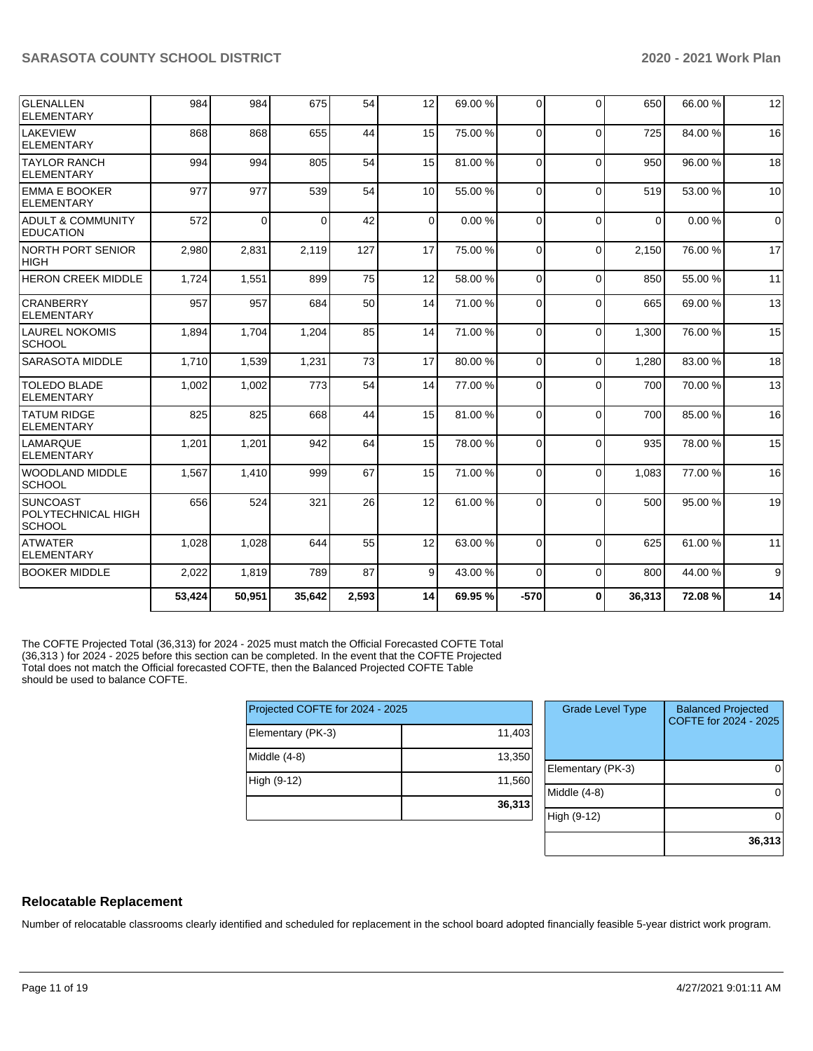| | | | | | | | | | | | |
|---|---|---|---|---|---|---|---|---|---|---|---|
| GLENALLEN ELEMENTARY | 984 | 984 | 675 | 54 | 12 | 69.00 % | 0 | 0 | 650 | 66.00 % | 12 |
| LAKEVIEW ELEMENTARY | 868 | 868 | 655 | 44 | 15 | 75.00 % | 0 | 0 | 725 | 84.00 % | 16 |
| TAYLOR RANCH ELEMENTARY | 994 | 994 | 805 | 54 | 15 | 81.00 % | 0 | 0 | 950 | 96.00 % | 18 |
| EMMA E BOOKER ELEMENTARY | 977 | 977 | 539 | 54 | 10 | 55.00 % | 0 | 0 | 519 | 53.00 % | 10 |
| ADULT & COMMUNITY EDUCATION | 572 | 0 | 0 | 42 | 0 | 0.00 % | 0 | 0 | 0 | 0.00 % | 0 |
| NORTH PORT SENIOR HIGH | 2,980 | 2,831 | 2,119 | 127 | 17 | 75.00 % | 0 | 0 | 2,150 | 76.00 % | 17 |
| HERON CREEK MIDDLE | 1,724 | 1,551 | 899 | 75 | 12 | 58.00 % | 0 | 0 | 850 | 55.00 % | 11 |
| CRANBERRY ELEMENTARY | 957 | 957 | 684 | 50 | 14 | 71.00 % | 0 | 0 | 665 | 69.00 % | 13 |
| LAUREL NOKOMIS SCHOOL | 1,894 | 1,704 | 1,204 | 85 | 14 | 71.00 % | 0 | 0 | 1,300 | 76.00 % | 15 |
| SARASOTA MIDDLE | 1,710 | 1,539 | 1,231 | 73 | 17 | 80.00 % | 0 | 0 | 1,280 | 83.00 % | 18 |
| TOLEDO BLADE ELEMENTARY | 1,002 | 1,002 | 773 | 54 | 14 | 77.00 % | 0 | 0 | 700 | 70.00 % | 13 |
| TATUM RIDGE ELEMENTARY | 825 | 825 | 668 | 44 | 15 | 81.00 % | 0 | 0 | 700 | 85.00 % | 16 |
| LAMARQUE ELEMENTARY | 1,201 | 1,201 | 942 | 64 | 15 | 78.00 % | 0 | 0 | 935 | 78.00 % | 15 |
| WOODLAND MIDDLE SCHOOL | 1,567 | 1,410 | 999 | 67 | 15 | 71.00 % | 0 | 0 | 1,083 | 77.00 % | 16 |
| SUNCOAST POLYTECHNICAL HIGH SCHOOL | 656 | 524 | 321 | 26 | 12 | 61.00 % | 0 | 0 | 500 | 95.00 % | 19 |
| ATWATER ELEMENTARY | 1,028 | 1,028 | 644 | 55 | 12 | 63.00 % | 0 | 0 | 625 | 61.00 % | 11 |
| BOOKER MIDDLE | 2,022 | 1,819 | 789 | 87 | 9 | 43.00 % | 0 | 0 | 800 | 44.00 % | 9 |
| | **53,424** | **50,951** | **35,642** | **2,593** | **14** | **69.95 %** | **-570** | **0** | **36,313** | **72.08 %** | **14** |

The COFTE Projected Total (36,313) for 2024 - 2025 must match the Official Forecasted COFTE Total (36,313 ) for 2024 - 2025 before this section can be completed. In the event that the COFTE Projected Total does not match the Official forecasted COFTE, then the Balanced Projected COFTE Table should be used to balance COFTE.

| Projected COFTE for 2024 - 2025 | |
|---|---|
| Elementary (PK-3) | 11,403 |
| Middle (4-8) | 13,350 |
| High (9-12) | 11,560 |
| | **36,313** |

| Grade Level Type | Balanced Projected COFTE for 2024 - 2025 |
|---|---|
| Elementary (PK-3) | 0 |
| Middle (4-8) | 0 |
| High (9-12) | 0 |
| | **36,313** |

## Relocatable Replacement

Number of relocatable classrooms clearly identified and scheduled for replacement in the school board adopted financially feasible 5-year district work program.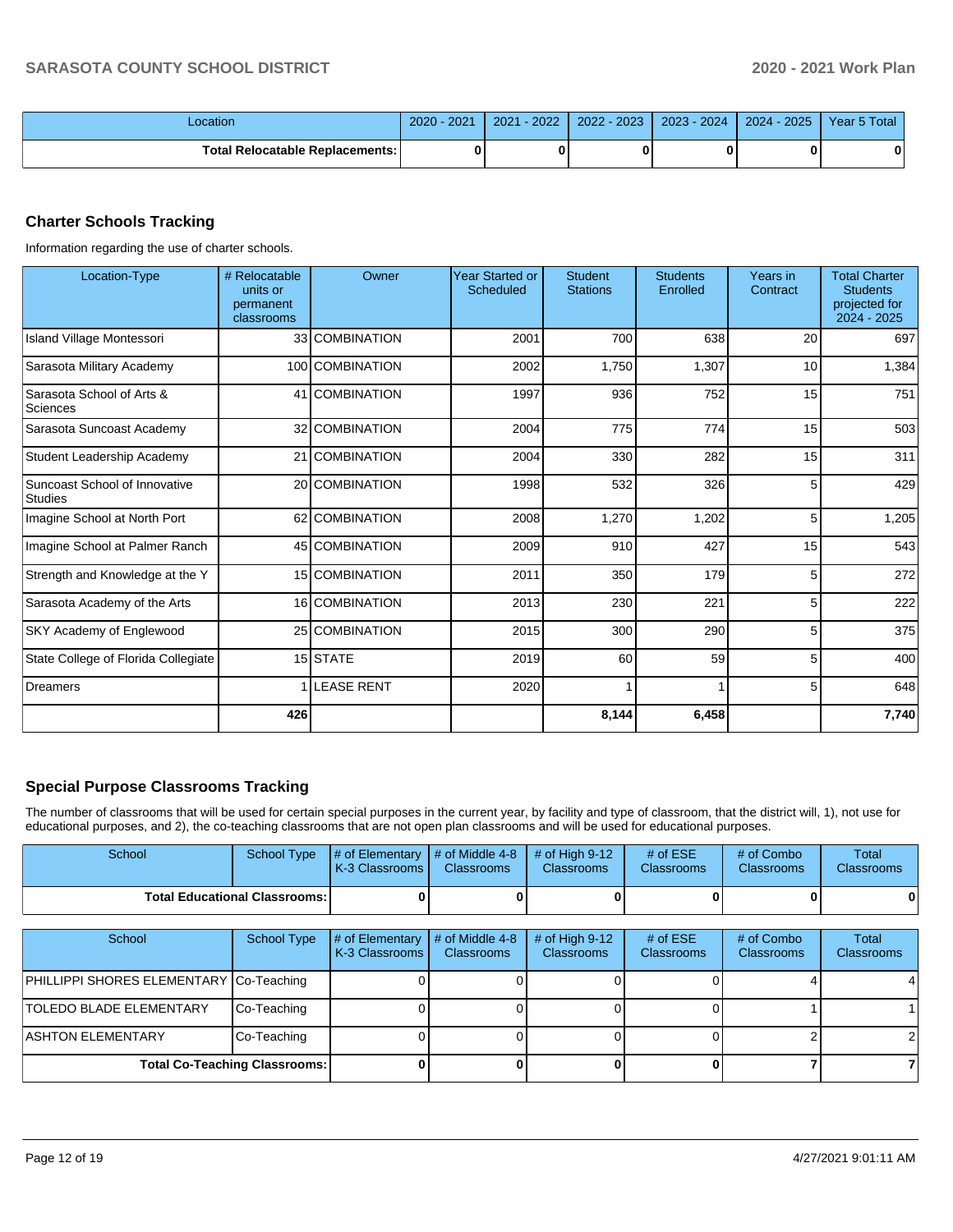| Location | 2020 - 2021 | 2021 - 2022 | 2022 - 2023 | 2023 - 2024 | 2024 - 2025 | Year 5 Total |
|---|---|---|---|---|---|---|
| **Total Relocatable Replacements:** | **0** | **0** | **0** | **0** | **0** | **0** |

## Charter Schools Tracking

Information regarding the use of charter schools.

| Location-Type | # Relocatable units or permanent classrooms | Owner | Year Started or Scheduled | Student Stations | Students Enrolled | Years in Contract | Total Charter Students projected for 2024 - 2025 |
|---|---|---|---|---|---|---|---|
| Island Village Montessori | 33 | COMBINATION | 2001 | 700 | 638 | 20 | 697 |
| Sarasota Military Academy | 100 | COMBINATION | 2002 | 1,750 | 1,307 | 10 | 1,384 |
| Sarasota School of Arts & Sciences | 41 | COMBINATION | 1997 | 936 | 752 | 15 | 751 |
| Sarasota Suncoast Academy | 32 | COMBINATION | 2004 | 775 | 774 | 15 | 503 |
| Student Leadership Academy | 21 | COMBINATION | 2004 | 330 | 282 | 15 | 311 |
| Suncoast School of Innovative Studies | 20 | COMBINATION | 1998 | 532 | 326 | 5 | 429 |
| Imagine School at North Port | 62 | COMBINATION | 2008 | 1,270 | 1,202 | 5 | 1,205 |
| Imagine School at Palmer Ranch | 45 | COMBINATION | 2009 | 910 | 427 | 15 | 543 |
| Strength and Knowledge at the Y | 15 | COMBINATION | 2011 | 350 | 179 | 5 | 272 |
| Sarasota Academy of the Arts | 16 | COMBINATION | 2013 | 230 | 221 | 5 | 222 |
| SKY Academy of Englewood | 25 | COMBINATION | 2015 | 300 | 290 | 5 | 375 |
| State College of Florida Collegiate | 15 | STATE | 2019 | 60 | 59 | 5 | 400 |
| Dreamers | 1 | LEASE RENT | 2020 | 1 | 1 | 5 | 648 |
| | **426** | | | **8,144** | **6,458** | | **7,740** |

## Special Purpose Classrooms Tracking

The number of classrooms that will be used for certain special purposes in the current year, by facility and type of classroom, that the district will, 1), not use for educational purposes, and 2), the co-teaching classrooms that are not open plan classrooms and will be used for educational purposes.

| School | School Type | # of Elementary K-3 Classrooms | # of Middle 4-8 Classrooms | # of High 9-12 Classrooms | # of ESE Classrooms | # of Combo Classrooms | Total Classrooms |
|---|---|---|---|---|---|---|---|
| **Total Educational Classrooms:** | | **0** | **0** | **0** | **0** | **0** | **0** |

| School | School Type | # of Elementary K-3 Classrooms | # of Middle 4-8 Classrooms | # of High 9-12 Classrooms | # of ESE Classrooms | # of Combo Classrooms | Total Classrooms |
|---|---|---|---|---|---|---|---|
| PHILLIPPI SHORES ELEMENTARY | Co-Teaching | 0 | 0 | 0 | 0 | 4 | 4 |
| TOLEDO BLADE ELEMENTARY | Co-Teaching | 0 | 0 | 0 | 0 | 1 | 1 |
| ASHTON ELEMENTARY | Co-Teaching | 0 | 0 | 0 | 0 | 2 | 2 |
| **Total Co-Teaching Classrooms:** | | **0** | **0** | **0** | **0** | **7** | **7** |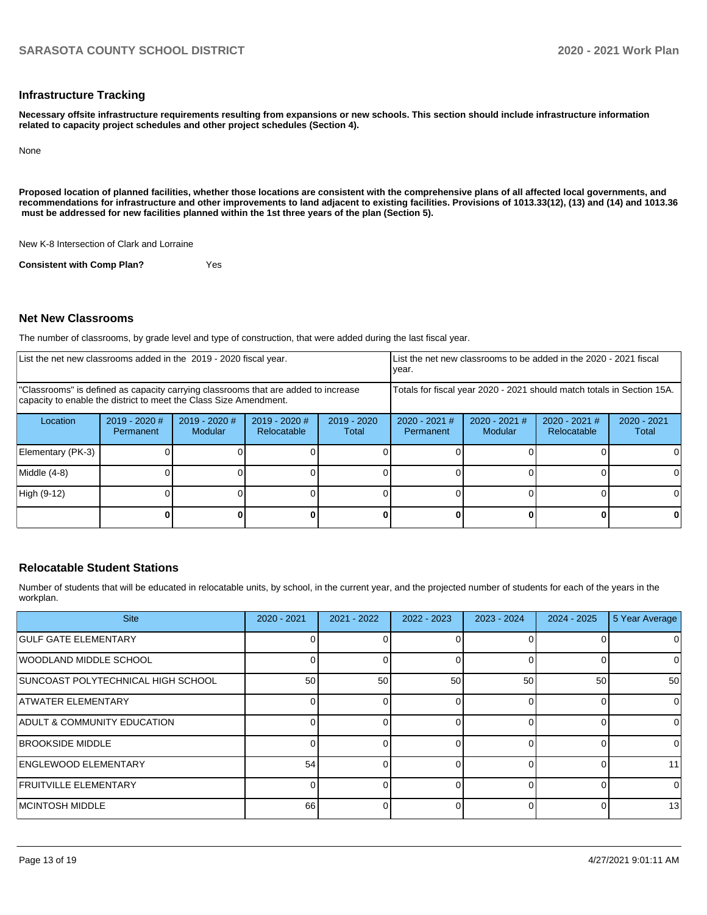## Infrastructure Tracking

**Necessary offsite infrastructure requirements resulting from expansions or new schools. This section should include infrastructure information related to capacity project schedules and other project schedules (Section 4).**

None

**Proposed location of planned facilities, whether those locations are consistent with the comprehensive plans of all affected local governments, and recommendations for infrastructure and other improvements to land adjacent to existing facilities. Provisions of 1013.33(12), (13) and (14) and 1013.36 must be addressed for new facilities planned within the 1st three years of the plan (Section 5).**

New K-8 Intersection of Clark and Lorraine

**Consistent with Comp Plan?** Yes

## Net New Classrooms

The number of classrooms, by grade level and type of construction, that were added during the last fiscal year.

| List the net new classrooms added in the 2019 - 2020 fiscal year. | | | | | List the net new classrooms to be added in the 2020 - 2021 fiscal year. | | | |
|---|---|---|---|---|---|---|---|---|
| "Classrooms" is defined as capacity carrying classrooms that are added to increase capacity to enable the district to meet the Class Size Amendment. | | | | | Totals for fiscal year 2020 - 2021 should match totals in Section 15A. | | | |
| Location | 2019 - 2020 # Permanent | 2019 - 2020 # Modular | 2019 - 2020 # Relocatable | 2019 - 2020 Total | 2020 - 2021 # Permanent | 2020 - 2021 # Modular | 2020 - 2021 # Relocatable | 2020 - 2021 Total |
| Elementary (PK-3) | 0 | 0 | 0 | 0 | 0 | 0 | 0 | 0 |
| Middle (4-8) | 0 | 0 | 0 | 0 | 0 | 0 | 0 | 0 |
| High (9-12) | 0 | 0 | 0 | 0 | 0 | 0 | 0 | 0 |
| | **0** | **0** | **0** | **0** | **0** | **0** | **0** | **0** |

## Relocatable Student Stations

Number of students that will be educated in relocatable units, by school, in the current year, and the projected number of students for each of the years in the workplan.

| Site | 2020 - 2021 | 2021 - 2022 | 2022 - 2023 | 2023 - 2024 | 2024 - 2025 | 5 Year Average |
|---|---|---|---|---|---|---|
| GULF GATE ELEMENTARY | 0 | 0 | 0 | 0 | 0 | 0 |
| WOODLAND MIDDLE SCHOOL | 0 | 0 | 0 | 0 | 0 | 0 |
| SUNCOAST POLYTECHNICAL HIGH SCHOOL | 50 | 50 | 50 | 50 | 50 | 50 |
| ATWATER ELEMENTARY | 0 | 0 | 0 | 0 | 0 | 0 |
| ADULT & COMMUNITY EDUCATION | 0 | 0 | 0 | 0 | 0 | 0 |
| BROOKSIDE MIDDLE | 0 | 0 | 0 | 0 | 0 | 0 |
| ENGLEWOOD ELEMENTARY | 54 | 0 | 0 | 0 | 0 | 11 |
| FRUITVILLE ELEMENTARY | 0 | 0 | 0 | 0 | 0 | 0 |
| MCINTOSH MIDDLE | 66 | 0 | 0 | 0 | 0 | 13 |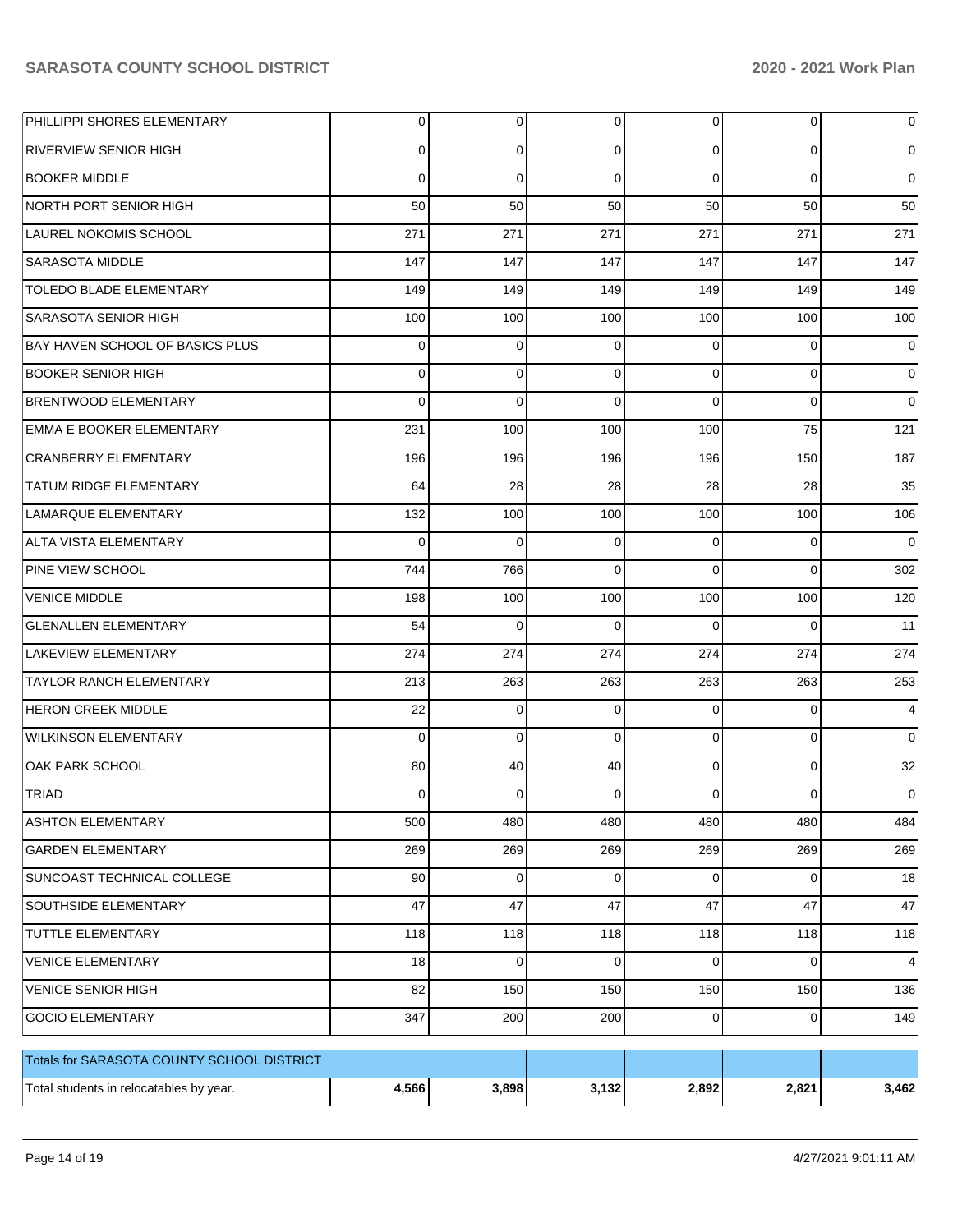| | | | | | | |
|---|---|---|---|---|---|---|
| PHILLIPPI SHORES ELEMENTARY | 0 | 0 | 0 | 0 | 0 | 0 |
| RIVERVIEW SENIOR HIGH | 0 | 0 | 0 | 0 | 0 | 0 |
| BOOKER MIDDLE | 0 | 0 | 0 | 0 | 0 | 0 |
| NORTH PORT SENIOR HIGH | 50 | 50 | 50 | 50 | 50 | 50 |
| LAUREL NOKOMIS SCHOOL | 271 | 271 | 271 | 271 | 271 | 271 |
| SARASOTA MIDDLE | 147 | 147 | 147 | 147 | 147 | 147 |
| TOLEDO BLADE ELEMENTARY | 149 | 149 | 149 | 149 | 149 | 149 |
| SARASOTA SENIOR HIGH | 100 | 100 | 100 | 100 | 100 | 100 |
| BAY HAVEN SCHOOL OF BASICS PLUS | 0 | 0 | 0 | 0 | 0 | 0 |
| BOOKER SENIOR HIGH | 0 | 0 | 0 | 0 | 0 | 0 |
| BRENTWOOD ELEMENTARY | 0 | 0 | 0 | 0 | 0 | 0 |
| EMMA E BOOKER ELEMENTARY | 231 | 100 | 100 | 100 | 75 | 121 |
| CRANBERRY ELEMENTARY | 196 | 196 | 196 | 196 | 150 | 187 |
| TATUM RIDGE ELEMENTARY | 64 | 28 | 28 | 28 | 28 | 35 |
| LAMARQUE ELEMENTARY | 132 | 100 | 100 | 100 | 100 | 106 |
| ALTA VISTA ELEMENTARY | 0 | 0 | 0 | 0 | 0 | 0 |
| PINE VIEW SCHOOL | 744 | 766 | 0 | 0 | 0 | 302 |
| VENICE MIDDLE | 198 | 100 | 100 | 100 | 100 | 120 |
| GLENALLEN ELEMENTARY | 54 | 0 | 0 | 0 | 0 | 11 |
| LAKEVIEW ELEMENTARY | 274 | 274 | 274 | 274 | 274 | 274 |
| TAYLOR RANCH ELEMENTARY | 213 | 263 | 263 | 263 | 263 | 253 |
| HERON CREEK MIDDLE | 22 | 0 | 0 | 0 | 0 | 4 |
| WILKINSON ELEMENTARY | 0 | 0 | 0 | 0 | 0 | 0 |
| OAK PARK SCHOOL | 80 | 40 | 40 | 0 | 0 | 32 |
| TRIAD | 0 | 0 | 0 | 0 | 0 | 0 |
| ASHTON ELEMENTARY | 500 | 480 | 480 | 480 | 480 | 484 |
| GARDEN ELEMENTARY | 269 | 269 | 269 | 269 | 269 | 269 |
| SUNCOAST TECHNICAL COLLEGE | 90 | 0 | 0 | 0 | 0 | 18 |
| SOUTHSIDE ELEMENTARY | 47 | 47 | 47 | 47 | 47 | 47 |
| TUTTLE ELEMENTARY | 118 | 118 | 118 | 118 | 118 | 118 |
| VENICE ELEMENTARY | 18 | 0 | 0 | 0 | 0 | 4 |
| VENICE SENIOR HIGH | 82 | 150 | 150 | 150 | 150 | 136 |
| GOCIO ELEMENTARY | 347 | 200 | 200 | 0 | 0 | 149 |

| Totals for SARASOTA COUNTY SCHOOL DISTRICT | | | | | | |
|---|---|---|---|---|---|---|
| Total students in relocatables by year. | 4,566 | 3,898 | 3,132 | 2,892 | 2,821 | 3,462 |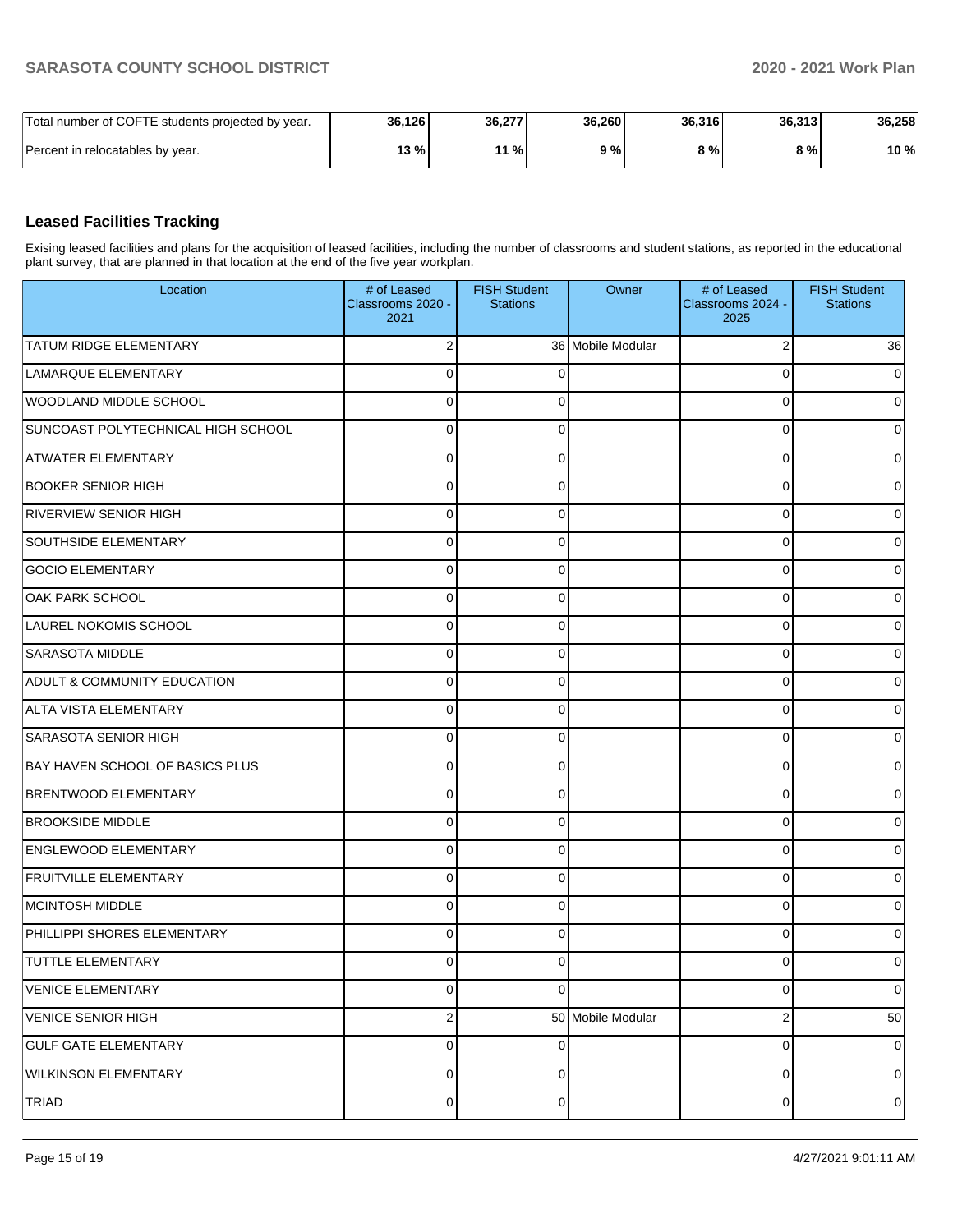| Total number of COFTE students projected by year. | 36,126 | 36,277 | 36,260 | 36,316 | 36,313 | 36,258 |
|---|---|---|---|---|---|---|
| Percent in relocatables by year. | 13 % | 11 % | 9 % | 8 % | 8 % | 10 % |

## Leased Facilities Tracking

Exising leased facilities and plans for the acquisition of leased facilities, including the number of classrooms and student stations, as reported in the educational plant survey, that are planned in that location at the end of the five year workplan.

| Location | # of Leased Classrooms 2020 - 2021 | FISH Student Stations | Owner | # of Leased Classrooms 2024 - 2025 | FISH Student Stations |
|---|---|---|---|---|---|
| TATUM RIDGE ELEMENTARY | 2 | 36 | Mobile Modular | 2 | 36 |
| LAMARQUE ELEMENTARY | 0 | 0 | | 0 | 0 |
| WOODLAND MIDDLE SCHOOL | 0 | 0 | | 0 | 0 |
| SUNCOAST POLYTECHNICAL HIGH SCHOOL | 0 | 0 | | 0 | 0 |
| ATWATER ELEMENTARY | 0 | 0 | | 0 | 0 |
| BOOKER SENIOR HIGH | 0 | 0 | | 0 | 0 |
| RIVERVIEW SENIOR HIGH | 0 | 0 | | 0 | 0 |
| SOUTHSIDE ELEMENTARY | 0 | 0 | | 0 | 0 |
| GOCIO ELEMENTARY | 0 | 0 | | 0 | 0 |
| OAK PARK SCHOOL | 0 | 0 | | 0 | 0 |
| LAUREL NOKOMIS SCHOOL | 0 | 0 | | 0 | 0 |
| SARASOTA MIDDLE | 0 | 0 | | 0 | 0 |
| ADULT & COMMUNITY EDUCATION | 0 | 0 | | 0 | 0 |
| ALTA VISTA ELEMENTARY | 0 | 0 | | 0 | 0 |
| SARASOTA SENIOR HIGH | 0 | 0 | | 0 | 0 |
| BAY HAVEN SCHOOL OF BASICS PLUS | 0 | 0 | | 0 | 0 |
| BRENTWOOD ELEMENTARY | 0 | 0 | | 0 | 0 |
| BROOKSIDE MIDDLE | 0 | 0 | | 0 | 0 |
| ENGLEWOOD ELEMENTARY | 0 | 0 | | 0 | 0 |
| FRUITVILLE ELEMENTARY | 0 | 0 | | 0 | 0 |
| MCINTOSH MIDDLE | 0 | 0 | | 0 | 0 |
| PHILLIPPI SHORES ELEMENTARY | 0 | 0 | | 0 | 0 |
| TUTTLE ELEMENTARY | 0 | 0 | | 0 | 0 |
| VENICE ELEMENTARY | 0 | 0 | | 0 | 0 |
| VENICE SENIOR HIGH | 2 | 50 | Mobile Modular | 2 | 50 |
| GULF GATE ELEMENTARY | 0 | 0 | | 0 | 0 |
| WILKINSON ELEMENTARY | 0 | 0 | | 0 | 0 |
| TRIAD | 0 | 0 | | 0 | 0 |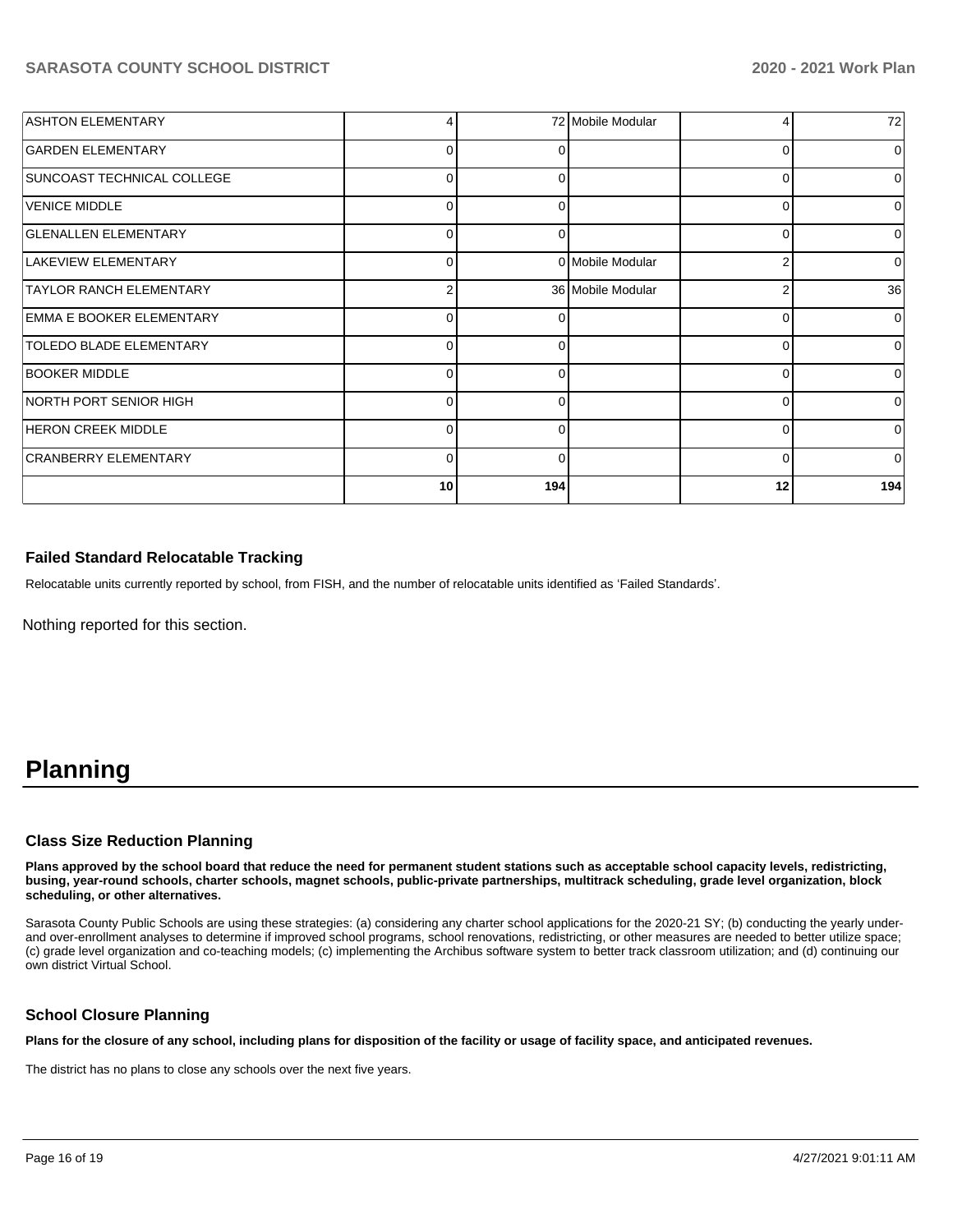| | | | | | |
|---|---|---|---|---|---|
| ASHTON ELEMENTARY | 4 | 72 | Mobile Modular | 4 | 72 |
| GARDEN ELEMENTARY | 0 | 0 | | 0 | 0 |
| SUNCOAST TECHNICAL COLLEGE | 0 | 0 | | 0 | 0 |
| VENICE MIDDLE | 0 | 0 | | 0 | 0 |
| GLENALLEN ELEMENTARY | 0 | 0 | | 0 | 0 |
| LAKEVIEW ELEMENTARY | 0 | 0 | Mobile Modular | 2 | 0 |
| TAYLOR RANCH ELEMENTARY | 2 | 36 | Mobile Modular | 2 | 36 |
| EMMA E BOOKER ELEMENTARY | 0 | 0 | | 0 | 0 |
| TOLEDO BLADE ELEMENTARY | 0 | 0 | | 0 | 0 |
| BOOKER MIDDLE | 0 | 0 | | 0 | 0 |
| NORTH PORT SENIOR HIGH | 0 | 0 | | 0 | 0 |
| HERON CREEK MIDDLE | 0 | 0 | | 0 | 0 |
| CRANBERRY ELEMENTARY | 0 | 0 | | 0 | 0 |
| | **10** | **194** | | **12** | **194** |

### Failed Standard Relocatable Tracking

Relocatable units currently reported by school, from FISH, and the number of relocatable units identified as 'Failed Standards'.

Nothing reported for this section.

# Planning

### Class Size Reduction Planning

**Plans approved by the school board that reduce the need for permanent student stations such as acceptable school capacity levels, redistricting, busing, year-round schools, charter schools, magnet schools, public-private partnerships, multitrack scheduling, grade level organization, block scheduling, or other alternatives.**

Sarasota County Public Schools are using these strategies: (a) considering any charter school applications for the 2020-21 SY; (b) conducting the yearly under- and over-enrollment analyses to determine if improved school programs, school renovations, redistricting, or other measures are needed to better utilize space; (c) grade level organization and co-teaching models; (c) implementing the Archibus software system to better track classroom utilization; and (d) continuing our own district Virtual School.

### School Closure Planning

**Plans for the closure of any school, including plans for disposition of the facility or usage of facility space, and anticipated revenues.**

The district has no plans to close any schools over the next five years.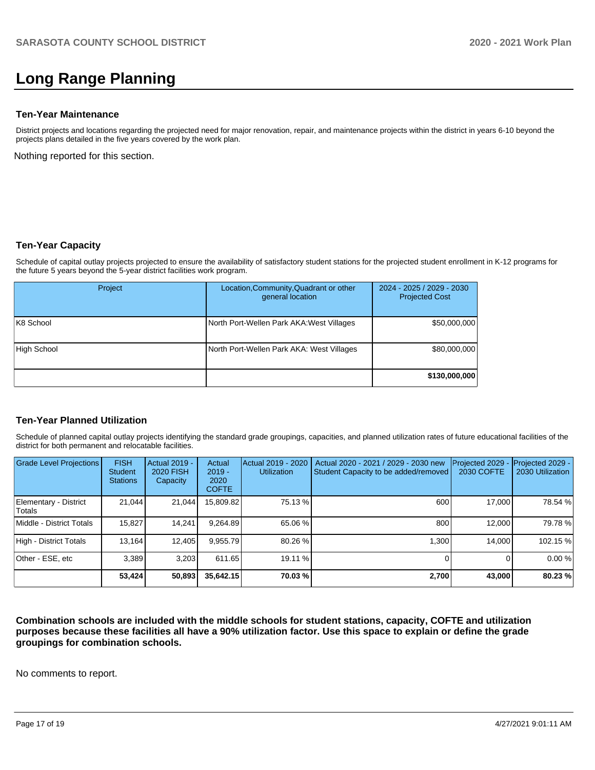# Long Range Planning

### Ten-Year Maintenance

District projects and locations regarding the projected need for major renovation, repair, and maintenance projects within the district in years 6-10 beyond the projects plans detailed in the five years covered by the work plan.

Nothing reported for this section.

### Ten-Year Capacity

Schedule of capital outlay projects projected to ensure the availability of satisfactory student stations for the projected student enrollment in K-12 programs for the future 5 years beyond the 5-year district facilities work program.

| Project | Location,Community,Quadrant or other general location | 2024 - 2025 / 2029 - 2030 Projected Cost |
|---|---|---|
| K8 School | North Port-Wellen Park AKA:West Villages | $50,000,000 |
| High School | North Port-Wellen Park AKA: West Villages | $80,000,000 |
| | | **$130,000,000** |

### Ten-Year Planned Utilization

Schedule of planned capital outlay projects identifying the standard grade groupings, capacities, and planned utilization rates of future educational facilities of the district for both permanent and relocatable facilities.

| Grade Level Projections | FISH Student Stations | Actual 2019 - 2020 FISH Capacity | Actual 2019 - 2020 COFTE | Actual 2019 - 2020 Utilization | Actual 2020 - 2021 / 2029 - 2030 new Student Capacity to be added/removed | Projected 2029 - 2030 COFTE | Projected 2029 - 2030 Utilization |
|---|---|---|---|---|---|---|---|
| Elementary - District Totals | 21,044 | 21,044 | 15,809.82 | 75.13 % | 600 | 17,000 | 78.54 % |
| Middle - District Totals | 15,827 | 14,241 | 9,264.89 | 65.06 % | 800 | 12,000 | 79.78 % |
| High - District Totals | 13,164 | 12,405 | 9,955.79 | 80.26 % | 1,300 | 14,000 | 102.15 % |
| Other - ESE, etc | 3,389 | 3,203 | 611.65 | 19.11 % | 0 | 0 | 0.00 % |
| | **53,424** | **50,893** | **35,642.15** | **70.03 %** | **2,700** | **43,000** | **80.23 %** |

**Combination schools are included with the middle schools for student stations, capacity, COFTE and utilization purposes because these facilities all have a 90% utilization factor. Use this space to explain or define the grade groupings for combination schools.**

No comments to report.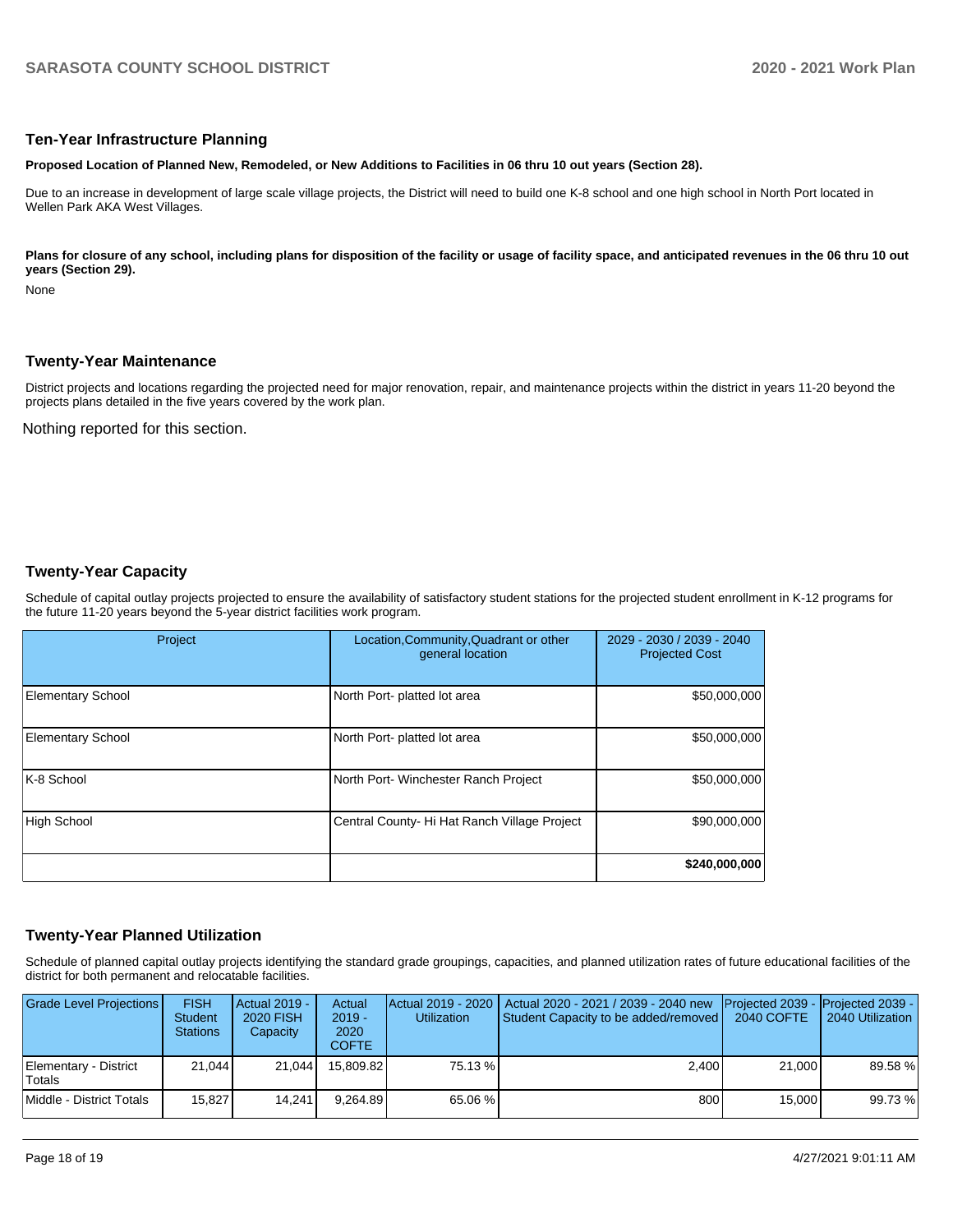## Ten-Year Infrastructure Planning

**Proposed Location of Planned New, Remodeled, or New Additions to Facilities in 06 thru 10 out years (Section 28).**

Due to an increase in development of large scale village projects, the District will need to build one K-8 school and one high school in North Port located in Wellen Park AKA West Villages.

**Plans for closure of any school, including plans for disposition of the facility or usage of facility space, and anticipated revenues in the 06 thru 10 out years (Section 29).**

None

## Twenty-Year Maintenance

District projects and locations regarding the projected need for major renovation, repair, and maintenance projects within the district in years 11-20 beyond the projects plans detailed in the five years covered by the work plan.

Nothing reported for this section.

## Twenty-Year Capacity

Schedule of capital outlay projects projected to ensure the availability of satisfactory student stations for the projected student enrollment in K-12 programs for the future 11-20 years beyond the 5-year district facilities work program.

| Project | Location,Community,Quadrant or other general location | 2029 - 2030 / 2039 - 2040 Projected Cost |
|---|---|---|
| Elementary School | North Port- platted lot area | $50,000,000 |
| Elementary School | North Port- platted lot area | $50,000,000 |
| K-8 School | North Port- Winchester Ranch Project | $50,000,000 |
| High School | Central County- Hi Hat Ranch Village Project | $90,000,000 |
| | | **$240,000,000** |

## Twenty-Year Planned Utilization

Schedule of planned capital outlay projects identifying the standard grade groupings, capacities, and planned utilization rates of future educational facilities of the district for both permanent and relocatable facilities.

| Grade Level Projections | FISH Student Stations | Actual 2019 - 2020 FISH Capacity | Actual 2019 - 2020 COFTE | Actual 2019 - 2020 Utilization | Actual 2020 - 2021 / 2039 - 2040 new Student Capacity to be added/removed | Projected 2039 - 2040 COFTE | Projected 2039 - 2040 Utilization |
|---|---|---|---|---|---|---|---|
| Elementary - District Totals | 21,044 | 21,044 | 15,809.82 | 75.13 % | 2,400 | 21,000 | 89.58 % |
| Middle - District Totals | 15,827 | 14,241 | 9,264.89 | 65.06 % | 800 | 15,000 | 99.73 % |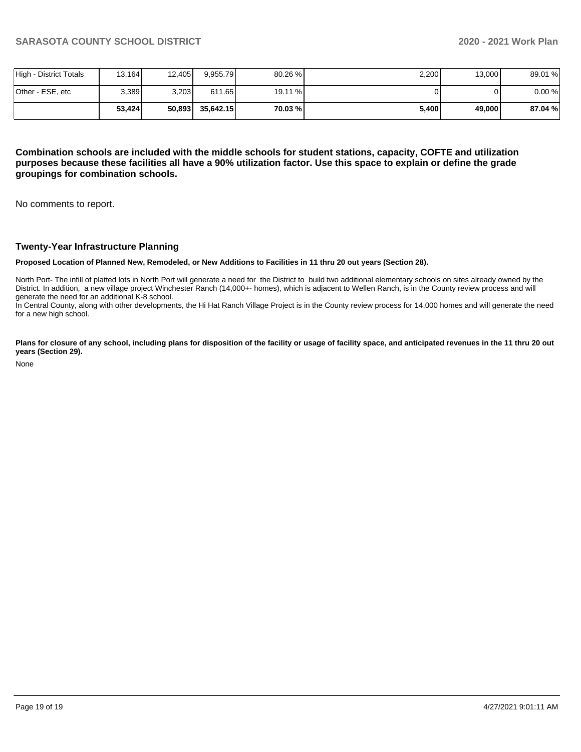| | | | | | | | |
|---|---|---|---|---|---|---|---|
| High - District Totals | 13,164 | 12,405 | 9,955.79 | 80.26 % | 2,200 | 13,000 | 89.01 % |
| Other - ESE, etc | 3,389 | 3,203 | 611.65 | 19.11 % | 0 | 0 | 0.00 % |
| | **53,424** | **50,893** | **35,642.15** | **70.03 %** | **5,400** | **49,000** | **87.04 %** |

**Combination schools are included with the middle schools for student stations, capacity, COFTE and utilization purposes because these facilities all have a 90% utilization factor. Use this space to explain or define the grade groupings for combination schools.**

No comments to report.

### Twenty-Year Infrastructure Planning

**Proposed Location of Planned New, Remodeled, or New Additions to Facilities in 11 thru 20 out years (Section 28).**

North Port- The infill of platted lots in North Port will generate a need for the District to build two additional elementary schools on sites already owned by the District. In addition, a new village project Winchester Ranch (14,000+- homes), which is adjacent to Wellen Ranch, is in the County review process and will generate the need for an additional K-8 school.
In Central County, along with other developments, the Hi Hat Ranch Village Project is in the County review process for 14,000 homes and will generate the need for a new high school.

**Plans for closure of any school, including plans for disposition of the facility or usage of facility space, and anticipated revenues in the 11 thru 20 out years (Section 29).**

None